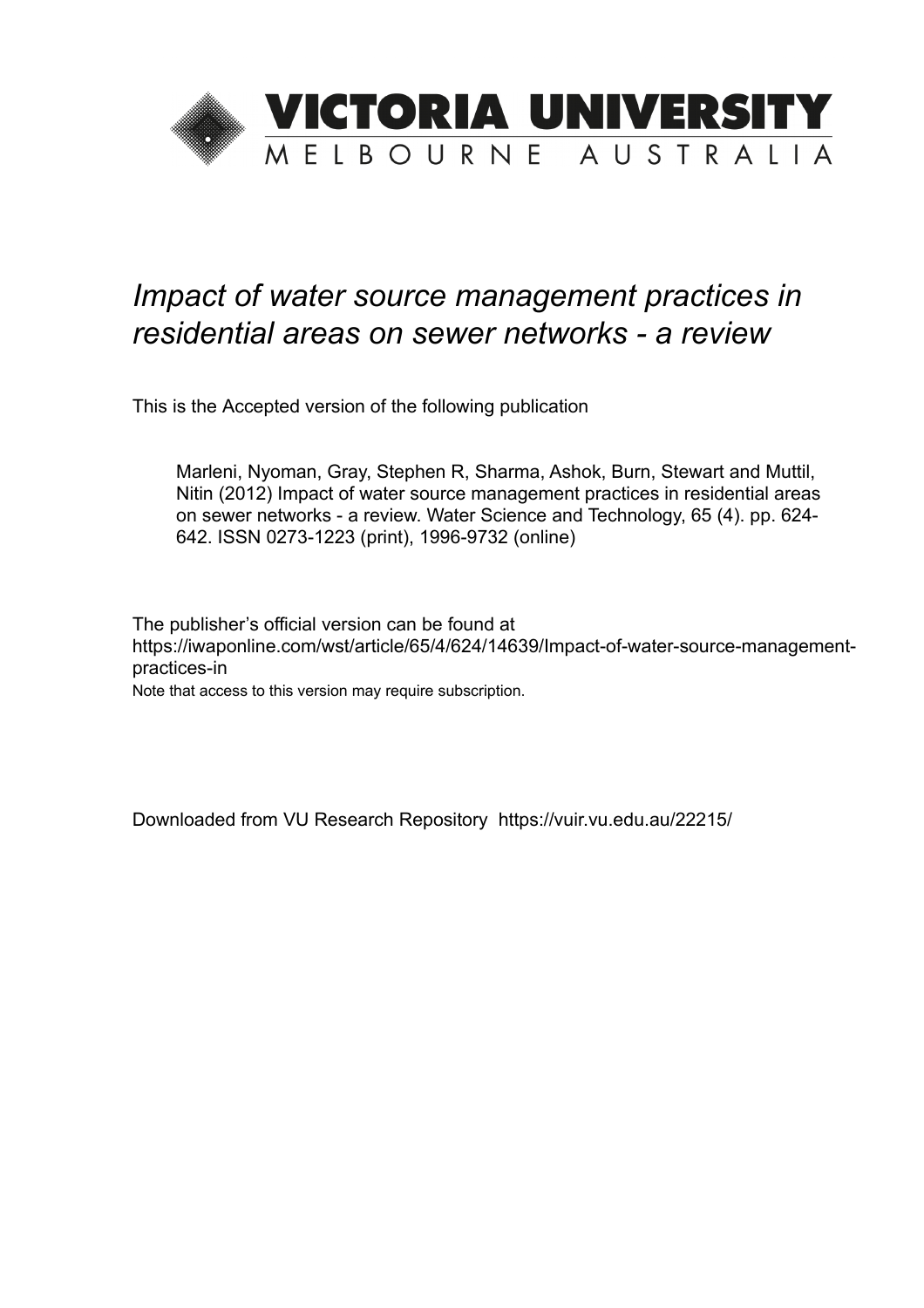# VICTORIA UNIVERSITY

MELBOURNE AUSTRALIA

*Impact of water source management practices in residential areas on sewer networks - a review*

This is the Accepted version of the following publication

Marleni, Nyoman, Gray, Stephen R, Sharma, Ashok, Burn, Stewart and Muttil, Nitin (2012) Impact of water source management practices in residential areas on sewer networks - a review. Water Science and Technology, 65 (4). pp. 624-642. ISSN 0273-1223 (print), 1996-9732 (online)

The publisher's official version can be found at
https://iwaponline.com/wst/article/65/4/624/14639/Impact-of-water-source-management-practices-in
Note that access to this version may require subscription.

Downloaded from VU Research Repository https://vuir.vu.edu.au/22215/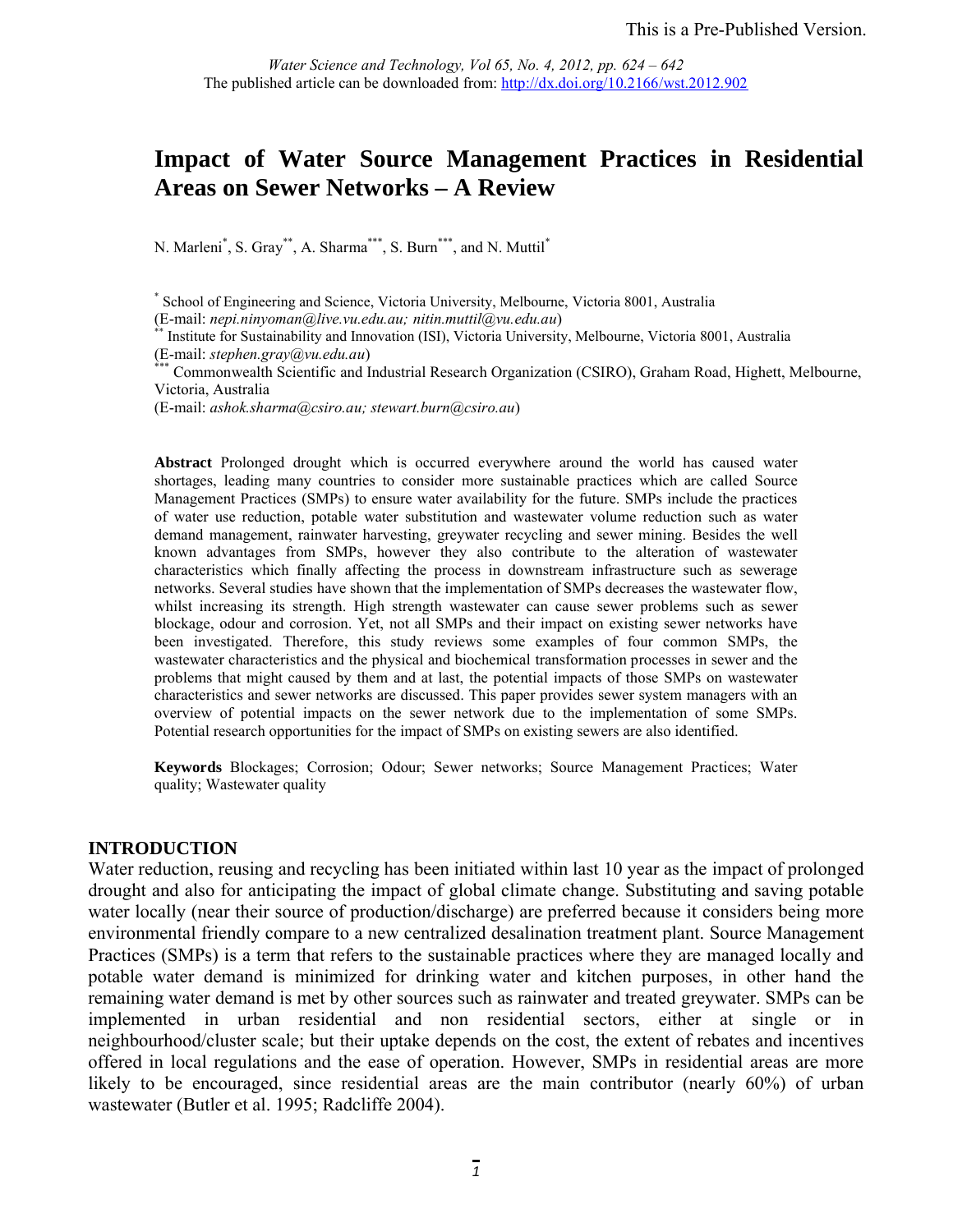This is a Pre-Published Version.

*Water Science and Technology, Vol 65, No. 4, 2012, pp. 624 – 642*
The published article can be downloaded from: http://dx.doi.org/10.2166/wst.2012.902

# Impact of Water Source Management Practices in Residential Areas on Sewer Networks – A Review

N. Marleni[*], S. Gray[**], A. Sharma[***], S. Burn[***], and N. Muttil[*]

[*] School of Engineering and Science, Victoria University, Melbourne, Victoria 8001, Australia
(E-mail: *nepi.ninyoman@live.vu.edu.au; nitin.muttil@vu.edu.au*)
[**] Institute for Sustainability and Innovation (ISI), Victoria University, Melbourne, Victoria 8001, Australia
(E-mail: *stephen.gray@vu.edu.au*)
[***] Commonwealth Scientific and Industrial Research Organization (CSIRO), Graham Road, Highett, Melbourne, Victoria, Australia
(E-mail: *ashok.sharma@csiro.au; stewart.burn@csiro.au*)

**Abstract** Prolonged drought which is occurred everywhere around the world has caused water shortages, leading many countries to consider more sustainable practices which are called Source Management Practices (SMPs) to ensure water availability for the future. SMPs include the practices of water use reduction, potable water substitution and wastewater volume reduction such as water demand management, rainwater harvesting, greywater recycling and sewer mining. Besides the well known advantages from SMPs, however they also contribute to the alteration of wastewater characteristics which finally affecting the process in downstream infrastructure such as sewerage networks. Several studies have shown that the implementation of SMPs decreases the wastewater flow, whilst increasing its strength. High strength wastewater can cause sewer problems such as sewer blockage, odour and corrosion. Yet, not all SMPs and their impact on existing sewer networks have been investigated. Therefore, this study reviews some examples of four common SMPs, the wastewater characteristics and the physical and biochemical transformation processes in sewer and the problems that might caused by them and at last, the potential impacts of those SMPs on wastewater characteristics and sewer networks are discussed. This paper provides sewer system managers with an overview of potential impacts on the sewer network due to the implementation of some SMPs. Potential research opportunities for the impact of SMPs on existing sewers are also identified.

**Keywords** Blockages; Corrosion; Odour; Sewer networks; Source Management Practices; Water quality; Wastewater quality

## INTRODUCTION

Water reduction, reusing and recycling has been initiated within last 10 year as the impact of prolonged drought and also for anticipating the impact of global climate change. Substituting and saving potable water locally (near their source of production/discharge) are preferred because it considers being more environmental friendly compare to a new centralized desalination treatment plant. Source Management Practices (SMPs) is a term that refers to the sustainable practices where they are managed locally and potable water demand is minimized for drinking water and kitchen purposes, in other hand the remaining water demand is met by other sources such as rainwater and treated greywater. SMPs can be implemented in urban residential and non residential sectors, either at single or in neighbourhood/cluster scale; but their uptake depends on the cost, the extent of rebates and incentives offered in local regulations and the ease of operation. However, SMPs in residential areas are more likely to be encouraged, since residential areas are the main contributor (nearly 60%) of urban wastewater (Butler et al. 1995; Radcliffe 2004).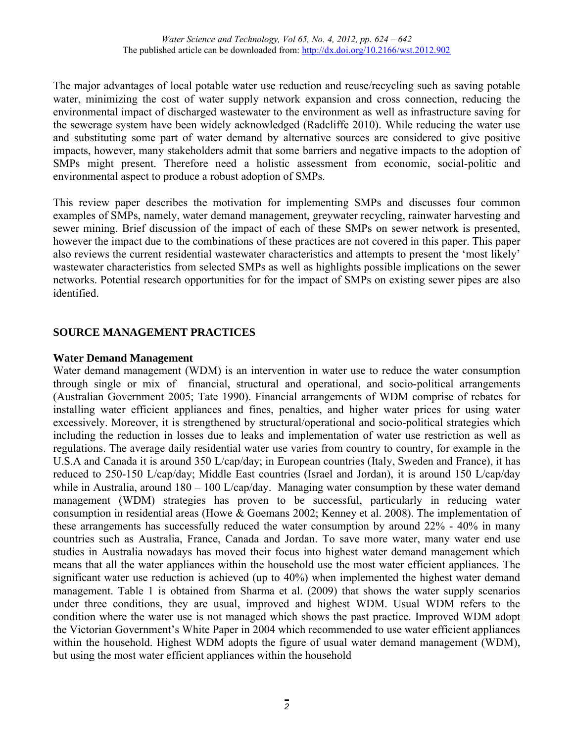The major advantages of local potable water use reduction and reuse/recycling such as saving potable water, minimizing the cost of water supply network expansion and cross connection, reducing the environmental impact of discharged wastewater to the environment as well as infrastructure saving for the sewerage system have been widely acknowledged (Radcliffe 2010). While reducing the water use and substituting some part of water demand by alternative sources are considered to give positive impacts, however, many stakeholders admit that some barriers and negative impacts to the adoption of SMPs might present. Therefore need a holistic assessment from economic, social-politic and environmental aspect to produce a robust adoption of SMPs.

This review paper describes the motivation for implementing SMPs and discusses four common examples of SMPs, namely, water demand management, greywater recycling, rainwater harvesting and sewer mining. Brief discussion of the impact of each of these SMPs on sewer network is presented, however the impact due to the combinations of these practices are not covered in this paper. This paper also reviews the current residential wastewater characteristics and attempts to present the 'most likely' wastewater characteristics from selected SMPs as well as highlights possible implications on the sewer networks. Potential research opportunities for for the impact of SMPs on existing sewer pipes are also identified.

## SOURCE MANAGEMENT PRACTICES

### Water Demand Management

Water demand management (WDM) is an intervention in water use to reduce the water consumption through single or mix of financial, structural and operational, and socio-political arrangements (Australian Government 2005; Tate 1990). Financial arrangements of WDM comprise of rebates for installing water efficient appliances and fines, penalties, and higher water prices for using water excessively. Moreover, it is strengthened by structural/operational and socio-political strategies which including the reduction in losses due to leaks and implementation of water use restriction as well as regulations. The average daily residential water use varies from country to country, for example in the U.S.A and Canada it is around 350 L/cap/day; in European countries (Italy, Sweden and France), it has reduced to 250-150 L/cap/day; Middle East countries (Israel and Jordan), it is around 150 L/cap/day while in Australia, around 180 – 100 L/cap/day. Managing water consumption by these water demand management (WDM) strategies has proven to be successful, particularly in reducing water consumption in residential areas (Howe & Goemans 2002; Kenney et al. 2008). The implementation of these arrangements has successfully reduced the water consumption by around 22% - 40% in many countries such as Australia, France, Canada and Jordan. To save more water, many water end use studies in Australia nowadays has moved their focus into highest water demand management which means that all the water appliances within the household use the most water efficient appliances. The significant water use reduction is achieved (up to 40%) when implemented the highest water demand management. Table 1 is obtained from Sharma et al. (2009) that shows the water supply scenarios under three conditions, they are usual, improved and highest WDM. Usual WDM refers to the condition where the water use is not managed which shows the past practice. Improved WDM adopt the Victorian Government's White Paper in 2004 which recommended to use water efficient appliances within the household. Highest WDM adopts the figure of usual water demand management (WDM), but using the most water efficient appliances within the household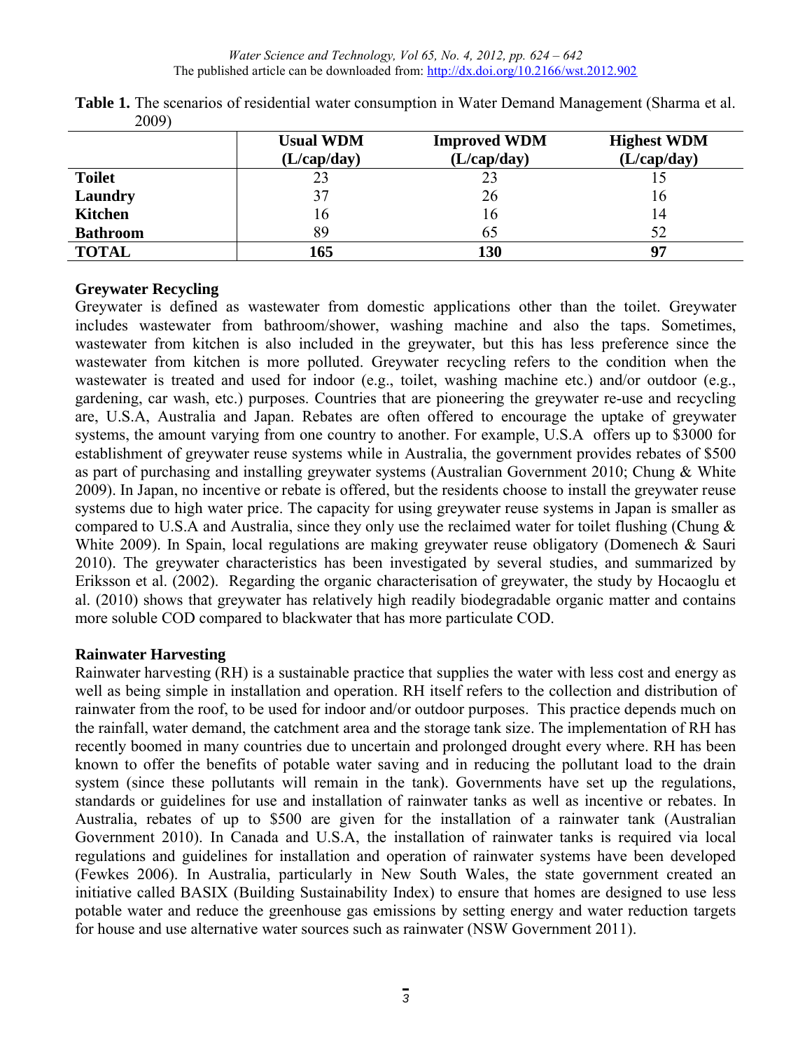**Table 1.** The scenarios of residential water consumption in Water Demand Management (Sharma et al. 2009)

| | Usual WDM (L/cap/day) | Improved WDM (L/cap/day) | Highest WDM (L/cap/day) |
|---|---|---|---|
| **Toilet** | 23 | 23 | 15 |
| **Laundry** | 37 | 26 | 16 |
| **Kitchen** | 16 | 16 | 14 |
| **Bathroom** | 89 | 65 | 52 |
| **TOTAL** | **165** | **130** | **97** |

**Greywater Recycling**

Greywater is defined as wastewater from domestic applications other than the toilet. Greywater includes wastewater from bathroom/shower, washing machine and also the taps. Sometimes, wastewater from kitchen is also included in the greywater, but this has less preference since the wastewater from kitchen is more polluted. Greywater recycling refers to the condition when the wastewater is treated and used for indoor (e.g., toilet, washing machine etc.) and/or outdoor (e.g., gardening, car wash, etc.) purposes. Countries that are pioneering the greywater re-use and recycling are, U.S.A, Australia and Japan. Rebates are often offered to encourage the uptake of greywater systems, the amount varying from one country to another. For example, U.S.A offers up to $3000 for establishment of greywater reuse systems while in Australia, the government provides rebates of $500 as part of purchasing and installing greywater systems (Australian Government 2010; Chung & White 2009). In Japan, no incentive or rebate is offered, but the residents choose to install the greywater reuse systems due to high water price. The capacity for using greywater reuse systems in Japan is smaller as compared to U.S.A and Australia, since they only use the reclaimed water for toilet flushing (Chung & White 2009). In Spain, local regulations are making greywater reuse obligatory (Domenech & Sauri 2010). The greywater characteristics has been investigated by several studies, and summarized by Eriksson et al. (2002). Regarding the organic characterisation of greywater, the study by Hocaoglu et al. (2010) shows that greywater has relatively high readily biodegradable organic matter and contains more soluble COD compared to blackwater that has more particulate COD.

**Rainwater Harvesting**

Rainwater harvesting (RH) is a sustainable practice that supplies the water with less cost and energy as well as being simple in installation and operation. RH itself refers to the collection and distribution of rainwater from the roof, to be used for indoor and/or outdoor purposes. This practice depends much on the rainfall, water demand, the catchment area and the storage tank size. The implementation of RH has recently boomed in many countries due to uncertain and prolonged drought every where. RH has been known to offer the benefits of potable water saving and in reducing the pollutant load to the drain system (since these pollutants will remain in the tank). Governments have set up the regulations, standards or guidelines for use and installation of rainwater tanks as well as incentive or rebates. In Australia, rebates of up to $500 are given for the installation of a rainwater tank (Australian Government 2010). In Canada and U.S.A, the installation of rainwater tanks is required via local regulations and guidelines for installation and operation of rainwater systems have been developed (Fewkes 2006). In Australia, particularly in New South Wales, the state government created an initiative called BASIX (Building Sustainability Index) to ensure that homes are designed to use less potable water and reduce the greenhouse gas emissions by setting energy and water reduction targets for house and use alternative water sources such as rainwater (NSW Government 2011).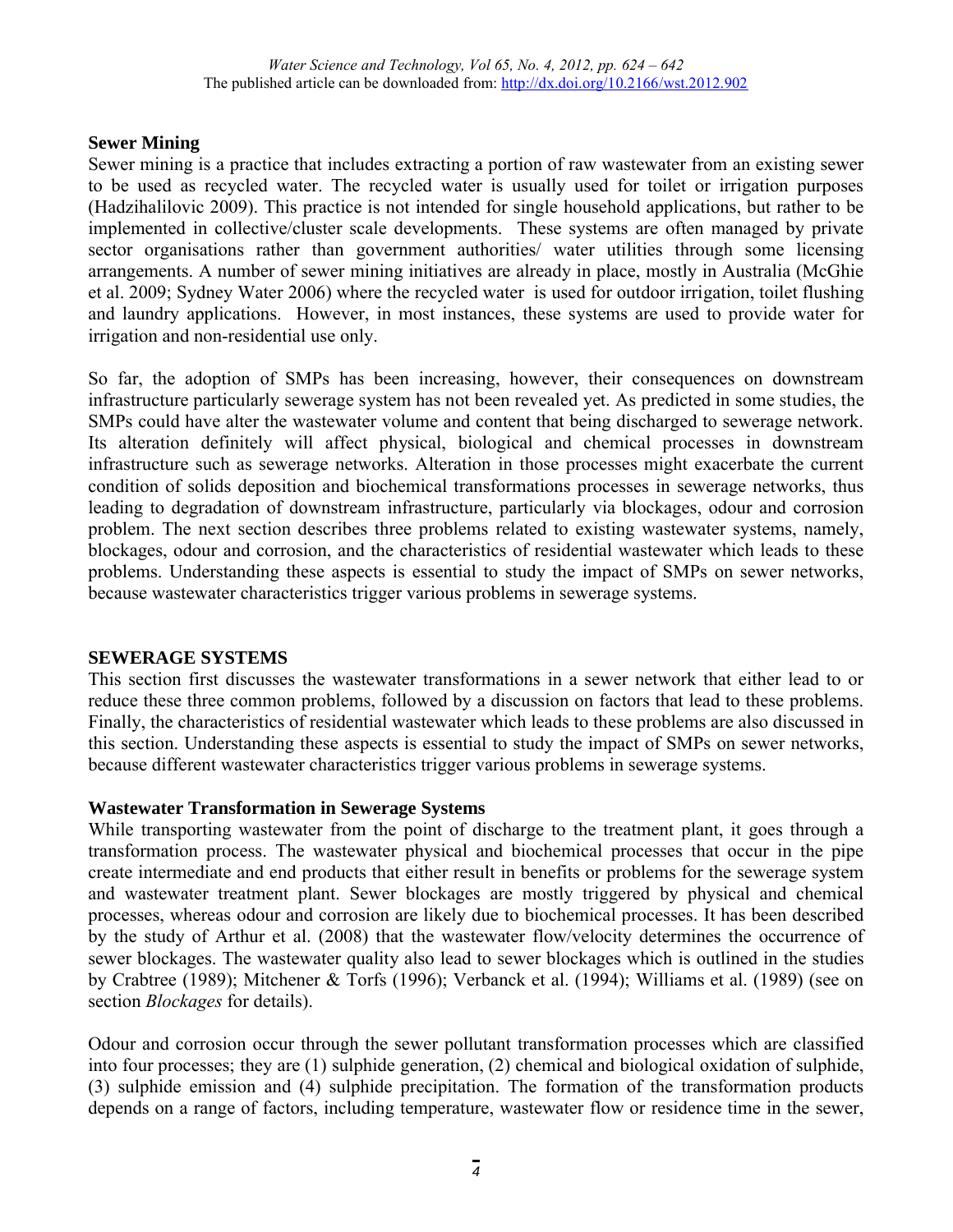**Sewer Mining**

Sewer mining is a practice that includes extracting a portion of raw wastewater from an existing sewer to be used as recycled water. The recycled water is usually used for toilet or irrigation purposes (Hadzihalilovic 2009). This practice is not intended for single household applications, but rather to be implemented in collective/cluster scale developments. These systems are often managed by private sector organisations rather than government authorities/ water utilities through some licensing arrangements. A number of sewer mining initiatives are already in place, mostly in Australia (McGhie et al. 2009; Sydney Water 2006) where the recycled water is used for outdoor irrigation, toilet flushing and laundry applications. However, in most instances, these systems are used to provide water for irrigation and non-residential use only.

So far, the adoption of SMPs has been increasing, however, their consequences on downstream infrastructure particularly sewerage system has not been revealed yet. As predicted in some studies, the SMPs could have alter the wastewater volume and content that being discharged to sewerage network. Its alteration definitely will affect physical, biological and chemical processes in downstream infrastructure such as sewerage networks. Alteration in those processes might exacerbate the current condition of solids deposition and biochemical transformations processes in sewerage networks, thus leading to degradation of downstream infrastructure, particularly via blockages, odour and corrosion problem. The next section describes three problems related to existing wastewater systems, namely, blockages, odour and corrosion, and the characteristics of residential wastewater which leads to these problems. Understanding these aspects is essential to study the impact of SMPs on sewer networks, because wastewater characteristics trigger various problems in sewerage systems.

## SEWERAGE SYSTEMS

This section first discusses the wastewater transformations in a sewer network that either lead to or reduce these three common problems, followed by a discussion on factors that lead to these problems. Finally, the characteristics of residential wastewater which leads to these problems are also discussed in this section. Understanding these aspects is essential to study the impact of SMPs on sewer networks, because different wastewater characteristics trigger various problems in sewerage systems.

**Wastewater Transformation in Sewerage Systems**

While transporting wastewater from the point of discharge to the treatment plant, it goes through a transformation process. The wastewater physical and biochemical processes that occur in the pipe create intermediate and end products that either result in benefits or problems for the sewerage system and wastewater treatment plant. Sewer blockages are mostly triggered by physical and chemical processes, whereas odour and corrosion are likely due to biochemical processes. It has been described by the study of Arthur et al. (2008) that the wastewater flow/velocity determines the occurrence of sewer blockages. The wastewater quality also lead to sewer blockages which is outlined in the studies by Crabtree (1989); Mitchener & Torfs (1996); Verbanck et al. (1994); Williams et al. (1989) (see on section *Blockages* for details).

Odour and corrosion occur through the sewer pollutant transformation processes which are classified into four processes; they are (1) sulphide generation, (2) chemical and biological oxidation of sulphide, (3) sulphide emission and (4) sulphide precipitation. The formation of the transformation products depends on a range of factors, including temperature, wastewater flow or residence time in the sewer,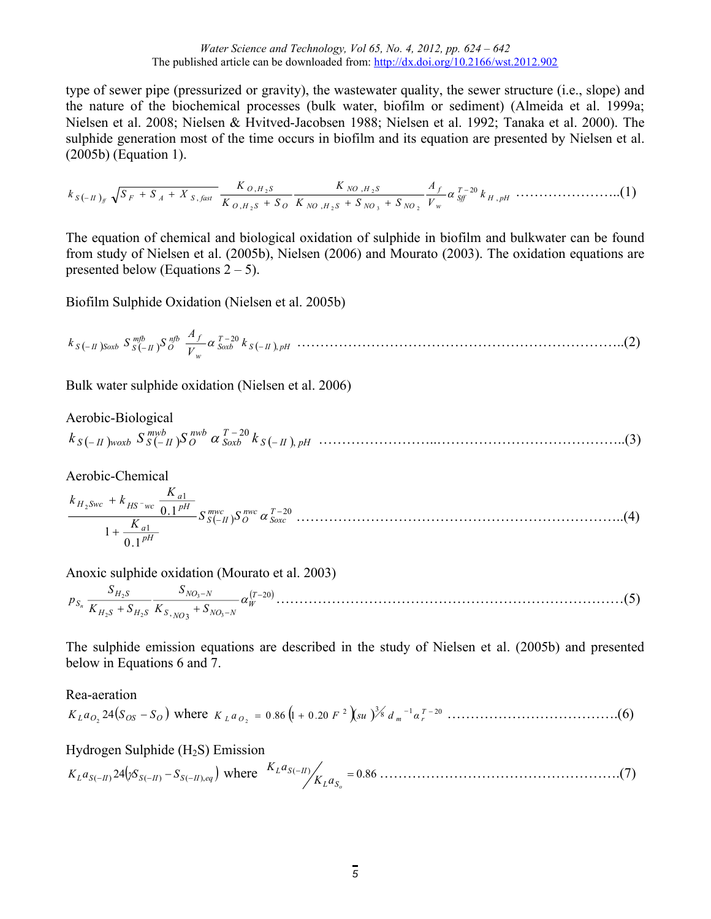type of sewer pipe (pressurized or gravity), the wastewater quality, the sewer structure (i.e., slope) and the nature of the biochemical processes (bulk water, biofilm or sediment) (Almeida et al. 1999a; Nielsen et al. 2008; Nielsen & Hvitved-Jacobsen 1988; Nielsen et al. 1992; Tanaka et al. 2000). The sulphide generation most of the time occurs in biofilm and its equation are presented by Nielsen et al. (2005b) (Equation 1).

$$k_{S(-II)_{ff}} \sqrt{S_F + S_A + X_{S,fast}} \frac{K_{O,H_2S}}{K_{O,H_2S} + S_O} \frac{K_{NO,H_2S}}{K_{NO,H_2S} + S_{NO_3} + S_{NO_2}} \frac{A_f}{V_w} \alpha_{Sff}^{T-20} k_{H,pH} \quad \text{......................(1)}$$

The equation of chemical and biological oxidation of sulphide in biofilm and bulkwater can be found from study of Nielsen et al. (2005b), Nielsen (2006) and Mourato (2003). The oxidation equations are presented below (Equations 2 – 5).

Biofilm Sulphide Oxidation (Nielsen et al. 2005b)

$$k_{S(-II)Soxb} S_{S(-II)}^{mfb} S_O^{nfb} \frac{A_f}{V_w} \alpha_{Soxb}^{T-20} k_{S(-II),pH} \quad \text{.....................................................................(2)}$$

Bulk water sulphide oxidation (Nielsen et al. 2006)

Aerobic-Biological

$$k_{S(-II)woxb} S_{S(-II)}^{mwb} S_O^{nwb} \alpha_{Soxb}^{T-20} k_{S(-II),pH} \quad \text{..........................................................(3)}$$

Aerobic-Chemical

$$\frac{k_{H_2Swc} + k_{HS^-wc} \frac{K_{a1}}{0.1^{pH}}}{1 + \frac{K_{a1}}{0.1^{pH}}} S_{S(-II)}^{mwc} S_O^{nwc} \alpha_{Soxc}^{T-20} \quad \text{.....................................................................(4)}$$

Anoxic sulphide oxidation (Mourato et al. 2003)

$$p_{S_n} \frac{S_{H_2S}}{K_{H_2S} + S_{H_2S}} \frac{S_{NO_3-N}}{K_{S,NO3} + S_{NO_3-N}} \alpha_W^{(T-20)} \quad \text{..........................................................................(5)}$$

The sulphide emission equations are described in the study of Nielsen et al. (2005b) and presented below in Equations 6 and 7.

Rea-aeration

$$K_L a_{O_2} 24(S_{OS} - S_O) \text{ where } K_L a_{O_2} = 0.86\left(1 + 0.20 F^2\right)(su)^{3/8} d_m^{-1} \alpha_r^{T-20} \quad \text{....................................(6)}$$

Hydrogen Sulphide ($H_2S$) Emission

$$K_L a_{S(-II)} 24\left(\gamma S_{S(-II)} - S_{S(-II),eq}\right) \text{ where } K_L a_{S(-II)} \big/ K_L a_{S_o} = 0.86 \quad \text{..................................................(7)}$$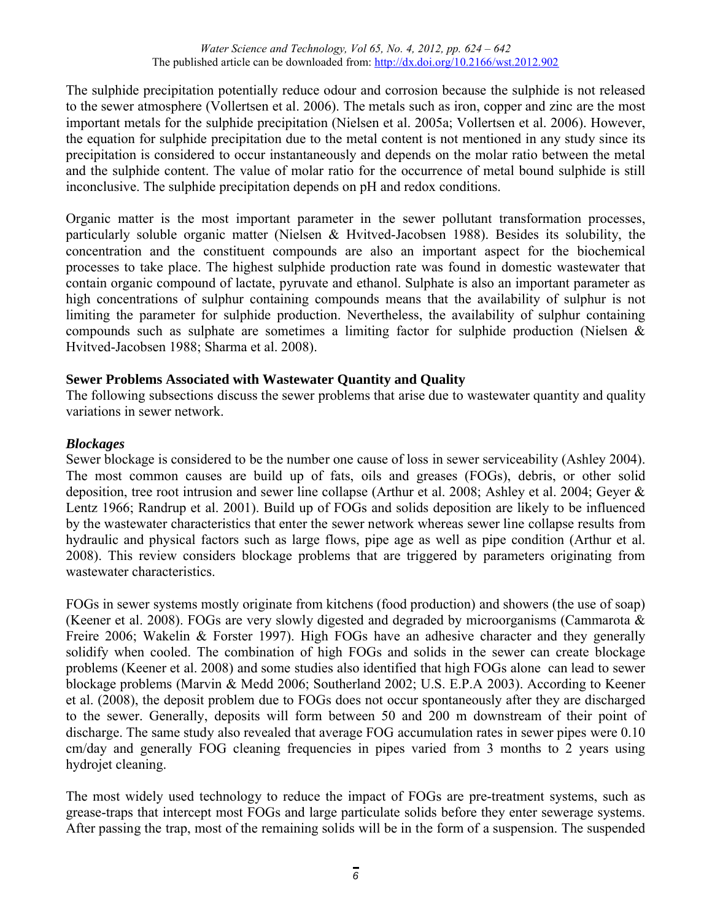The sulphide precipitation potentially reduce odour and corrosion because the sulphide is not released to the sewer atmosphere (Vollertsen et al. 2006). The metals such as iron, copper and zinc are the most important metals for the sulphide precipitation (Nielsen et al. 2005a; Vollertsen et al. 2006). However, the equation for sulphide precipitation due to the metal content is not mentioned in any study since its precipitation is considered to occur instantaneously and depends on the molar ratio between the metal and the sulphide content. The value of molar ratio for the occurrence of metal bound sulphide is still inconclusive. The sulphide precipitation depends on pH and redox conditions.

Organic matter is the most important parameter in the sewer pollutant transformation processes, particularly soluble organic matter (Nielsen & Hvitved-Jacobsen 1988). Besides its solubility, the concentration and the constituent compounds are also an important aspect for the biochemical processes to take place. The highest sulphide production rate was found in domestic wastewater that contain organic compound of lactate, pyruvate and ethanol. Sulphate is also an important parameter as high concentrations of sulphur containing compounds means that the availability of sulphur is not limiting the parameter for sulphide production. Nevertheless, the availability of sulphur containing compounds such as sulphate are sometimes a limiting factor for sulphide production (Nielsen & Hvitved-Jacobsen 1988; Sharma et al. 2008).

## Sewer Problems Associated with Wastewater Quantity and Quality

The following subsections discuss the sewer problems that arise due to wastewater quantity and quality variations in sewer network.

### *Blockages*

Sewer blockage is considered to be the number one cause of loss in sewer serviceability (Ashley 2004). The most common causes are build up of fats, oils and greases (FOGs), debris, or other solid deposition, tree root intrusion and sewer line collapse (Arthur et al. 2008; Ashley et al. 2004; Geyer & Lentz 1966; Randrup et al. 2001). Build up of FOGs and solids deposition are likely to be influenced by the wastewater characteristics that enter the sewer network whereas sewer line collapse results from hydraulic and physical factors such as large flows, pipe age as well as pipe condition (Arthur et al. 2008). This review considers blockage problems that are triggered by parameters originating from wastewater characteristics.

FOGs in sewer systems mostly originate from kitchens (food production) and showers (the use of soap) (Keener et al. 2008). FOGs are very slowly digested and degraded by microorganisms (Cammarota & Freire 2006; Wakelin & Forster 1997). High FOGs have an adhesive character and they generally solidify when cooled. The combination of high FOGs and solids in the sewer can create blockage problems (Keener et al. 2008) and some studies also identified that high FOGs alone can lead to sewer blockage problems (Marvin & Medd 2006; Southerland 2002; U.S. E.P.A 2003). According to Keener et al. (2008), the deposit problem due to FOGs does not occur spontaneously after they are discharged to the sewer. Generally, deposits will form between 50 and 200 m downstream of their point of discharge. The same study also revealed that average FOG accumulation rates in sewer pipes were 0.10 cm/day and generally FOG cleaning frequencies in pipes varied from 3 months to 2 years using hydrojet cleaning.

The most widely used technology to reduce the impact of FOGs are pre-treatment systems, such as grease-traps that intercept most FOGs and large particulate solids before they enter sewerage systems. After passing the trap, most of the remaining solids will be in the form of a suspension. The suspended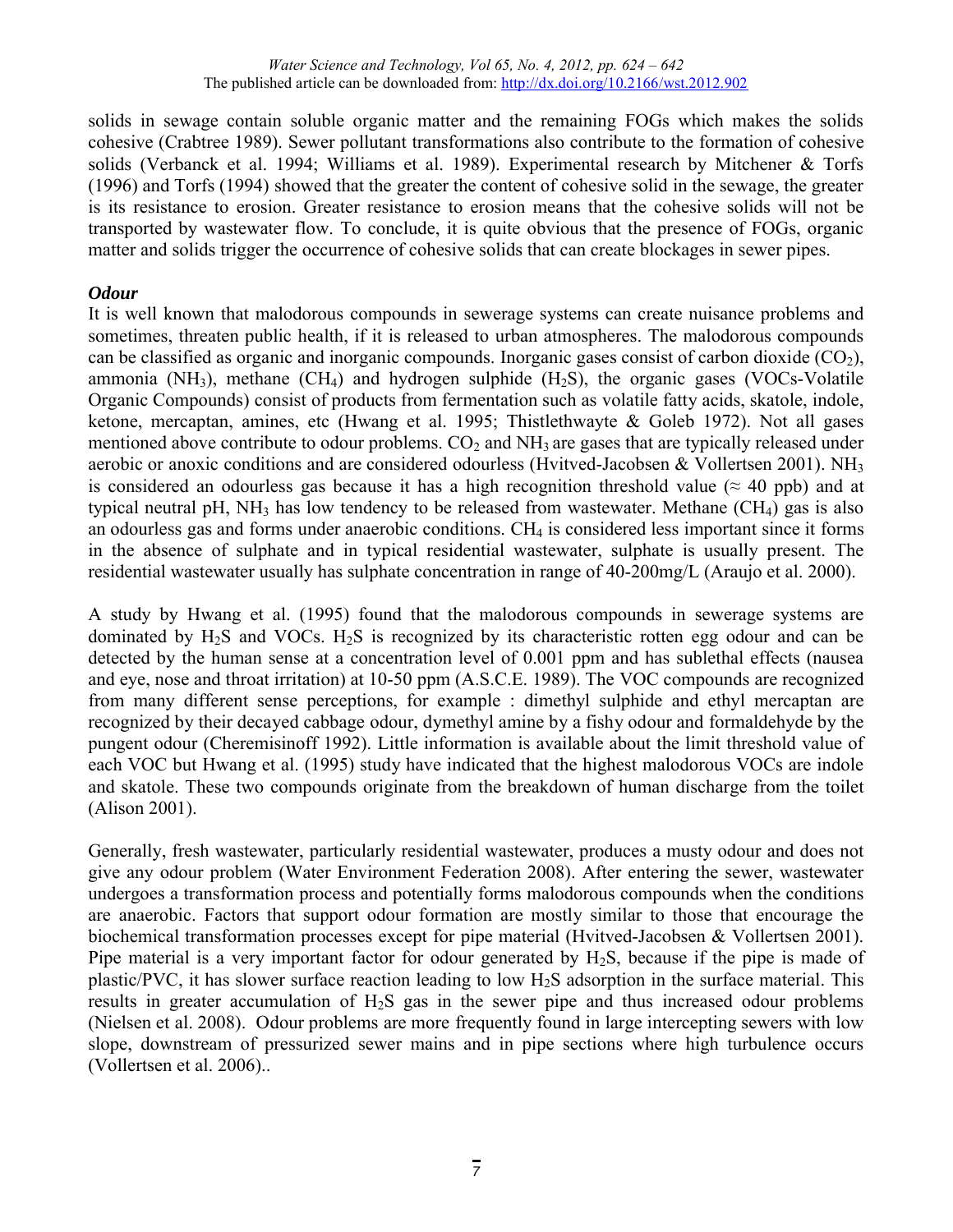solids in sewage contain soluble organic matter and the remaining FOGs which makes the solids cohesive (Crabtree 1989). Sewer pollutant transformations also contribute to the formation of cohesive solids (Verbanck et al. 1994; Williams et al. 1989). Experimental research by Mitchener & Torfs (1996) and Torfs (1994) showed that the greater the content of cohesive solid in the sewage, the greater is its resistance to erosion. Greater resistance to erosion means that the cohesive solids will not be transported by wastewater flow. To conclude, it is quite obvious that the presence of FOGs, organic matter and solids trigger the occurrence of cohesive solids that can create blockages in sewer pipes.

***Odour***

It is well known that malodorous compounds in sewerage systems can create nuisance problems and sometimes, threaten public health, if it is released to urban atmospheres. The malodorous compounds can be classified as organic and inorganic compounds. Inorganic gases consist of carbon dioxide ($CO_2$), ammonia ($NH_3$), methane ($CH_4$) and hydrogen sulphide ($H_2S$), the organic gases (VOCs-Volatile Organic Compounds) consist of products from fermentation such as volatile fatty acids, skatole, indole, ketone, mercaptan, amines, etc (Hwang et al. 1995; Thistlethwayte & Goleb 1972). Not all gases mentioned above contribute to odour problems. $CO_2$ and $NH_3$ are gases that are typically released under aerobic or anoxic conditions and are considered odourless (Hvitved-Jacobsen & Vollertsen 2001). $NH_3$ is considered an odourless gas because it has a high recognition threshold value ($\approx$ 40 ppb) and at typical neutral pH, $NH_3$ has low tendency to be released from wastewater. Methane ($CH_4$) gas is also an odourless gas and forms under anaerobic conditions. $CH_4$ is considered less important since it forms in the absence of sulphate and in typical residential wastewater, sulphate is usually present. The residential wastewater usually has sulphate concentration in range of 40-200mg/L (Araujo et al. 2000).

A study by Hwang et al. (1995) found that the malodorous compounds in sewerage systems are dominated by $H_2S$ and VOCs. $H_2S$ is recognized by its characteristic rotten egg odour and can be detected by the human sense at a concentration level of 0.001 ppm and has sublethal effects (nausea and eye, nose and throat irritation) at 10-50 ppm (A.S.C.E. 1989). The VOC compounds are recognized from many different sense perceptions, for example : dimethyl sulphide and ethyl mercaptan are recognized by their decayed cabbage odour, dymethyl amine by a fishy odour and formaldehyde by the pungent odour (Cheremisinoff 1992). Little information is available about the limit threshold value of each VOC but Hwang et al. (1995) study have indicated that the highest malodorous VOCs are indole and skatole. These two compounds originate from the breakdown of human discharge from the toilet (Alison 2001).

Generally, fresh wastewater, particularly residential wastewater, produces a musty odour and does not give any odour problem (Water Environment Federation 2008). After entering the sewer, wastewater undergoes a transformation process and potentially forms malodorous compounds when the conditions are anaerobic. Factors that support odour formation are mostly similar to those that encourage the biochemical transformation processes except for pipe material (Hvitved-Jacobsen & Vollertsen 2001). Pipe material is a very important factor for odour generated by $H_2S$, because if the pipe is made of plastic/PVC, it has slower surface reaction leading to low $H_2S$ adsorption in the surface material. This results in greater accumulation of $H_2S$ gas in the sewer pipe and thus increased odour problems (Nielsen et al. 2008). Odour problems are more frequently found in large intercepting sewers with low slope, downstream of pressurized sewer mains and in pipe sections where high turbulence occurs (Vollertsen et al. 2006)..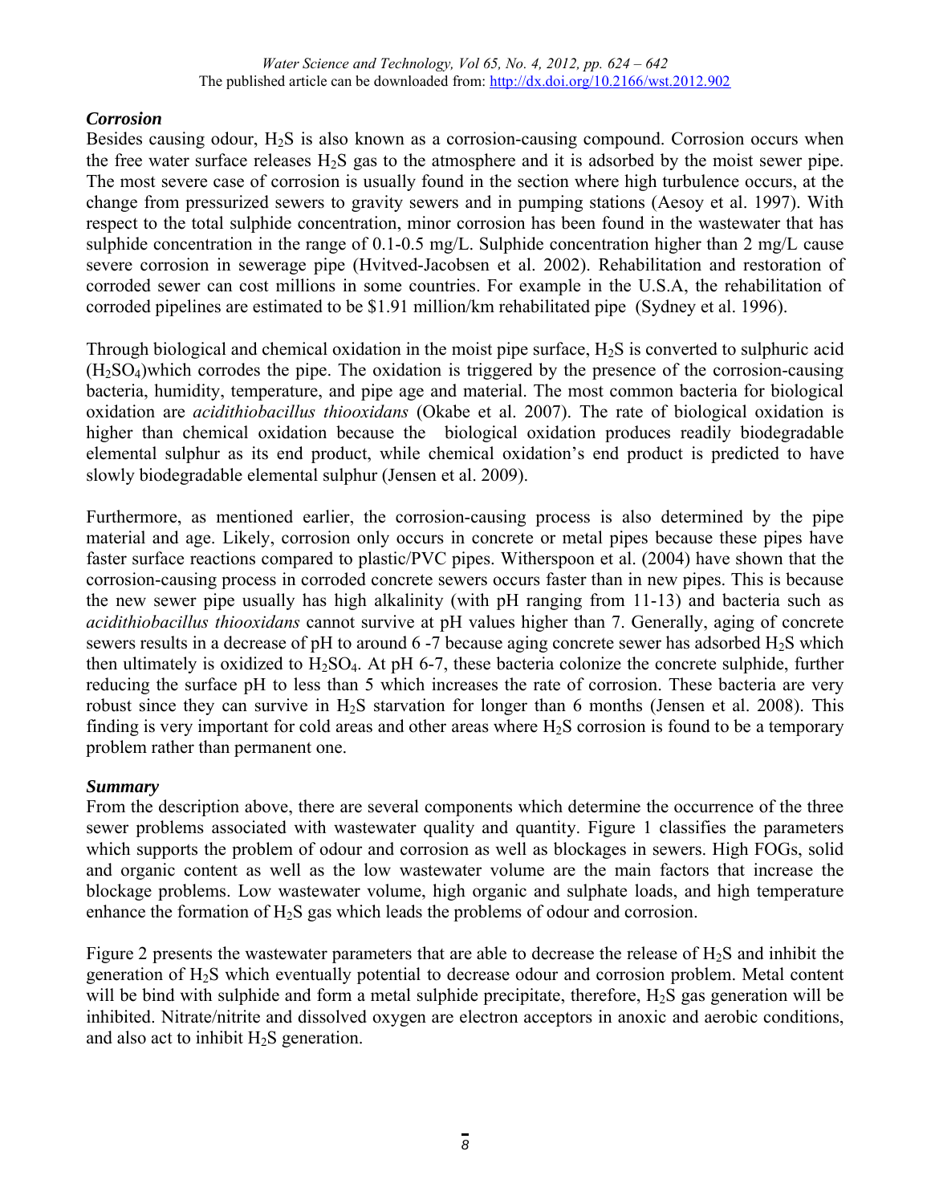### *Corrosion*

Besides causing odour, $H_2S$ is also known as a corrosion-causing compound. Corrosion occurs when the free water surface releases $H_2S$ gas to the atmosphere and it is adsorbed by the moist sewer pipe. The most severe case of corrosion is usually found in the section where high turbulence occurs, at the change from pressurized sewers to gravity sewers and in pumping stations (Aesoy et al. 1997). With respect to the total sulphide concentration, minor corrosion has been found in the wastewater that has sulphide concentration in the range of 0.1-0.5 mg/L. Sulphide concentration higher than 2 mg/L cause severe corrosion in sewerage pipe (Hvitved-Jacobsen et al. 2002). Rehabilitation and restoration of corroded sewer can cost millions in some countries. For example in the U.S.A, the rehabilitation of corroded pipelines are estimated to be \$1.91 million/km rehabilitated pipe (Sydney et al. 1996).

Through biological and chemical oxidation in the moist pipe surface, $H_2S$ is converted to sulphuric acid ($H_2SO_4$)which corrodes the pipe. The oxidation is triggered by the presence of the corrosion-causing bacteria, humidity, temperature, and pipe age and material. The most common bacteria for biological oxidation are *acidithiobacillus thiooxidans* (Okabe et al. 2007). The rate of biological oxidation is higher than chemical oxidation because the biological oxidation produces readily biodegradable elemental sulphur as its end product, while chemical oxidation's end product is predicted to have slowly biodegradable elemental sulphur (Jensen et al. 2009).

Furthermore, as mentioned earlier, the corrosion-causing process is also determined by the pipe material and age. Likely, corrosion only occurs in concrete or metal pipes because these pipes have faster surface reactions compared to plastic/PVC pipes. Witherspoon et al. (2004) have shown that the corrosion-causing process in corroded concrete sewers occurs faster than in new pipes. This is because the new sewer pipe usually has high alkalinity (with pH ranging from 11-13) and bacteria such as *acidithiobacillus thiooxidans* cannot survive at pH values higher than 7. Generally, aging of concrete sewers results in a decrease of pH to around 6 -7 because aging concrete sewer has adsorbed $H_2S$ which then ultimately is oxidized to $H_2SO_4$. At pH 6-7, these bacteria colonize the concrete sulphide, further reducing the surface pH to less than 5 which increases the rate of corrosion. These bacteria are very robust since they can survive in $H_2S$ starvation for longer than 6 months (Jensen et al. 2008). This finding is very important for cold areas and other areas where $H_2S$ corrosion is found to be a temporary problem rather than permanent one.

### *Summary*

From the description above, there are several components which determine the occurrence of the three sewer problems associated with wastewater quality and quantity. Figure 1 classifies the parameters which supports the problem of odour and corrosion as well as blockages in sewers. High FOGs, solid and organic content as well as the low wastewater volume are the main factors that increase the blockage problems. Low wastewater volume, high organic and sulphate loads, and high temperature enhance the formation of $H_2S$ gas which leads the problems of odour and corrosion.

Figure 2 presents the wastewater parameters that are able to decrease the release of $H_2S$ and inhibit the generation of $H_2S$ which eventually potential to decrease odour and corrosion problem. Metal content will be bind with sulphide and form a metal sulphide precipitate, therefore, $H_2S$ gas generation will be inhibited. Nitrate/nitrite and dissolved oxygen are electron acceptors in anoxic and aerobic conditions, and also act to inhibit $H_2S$ generation.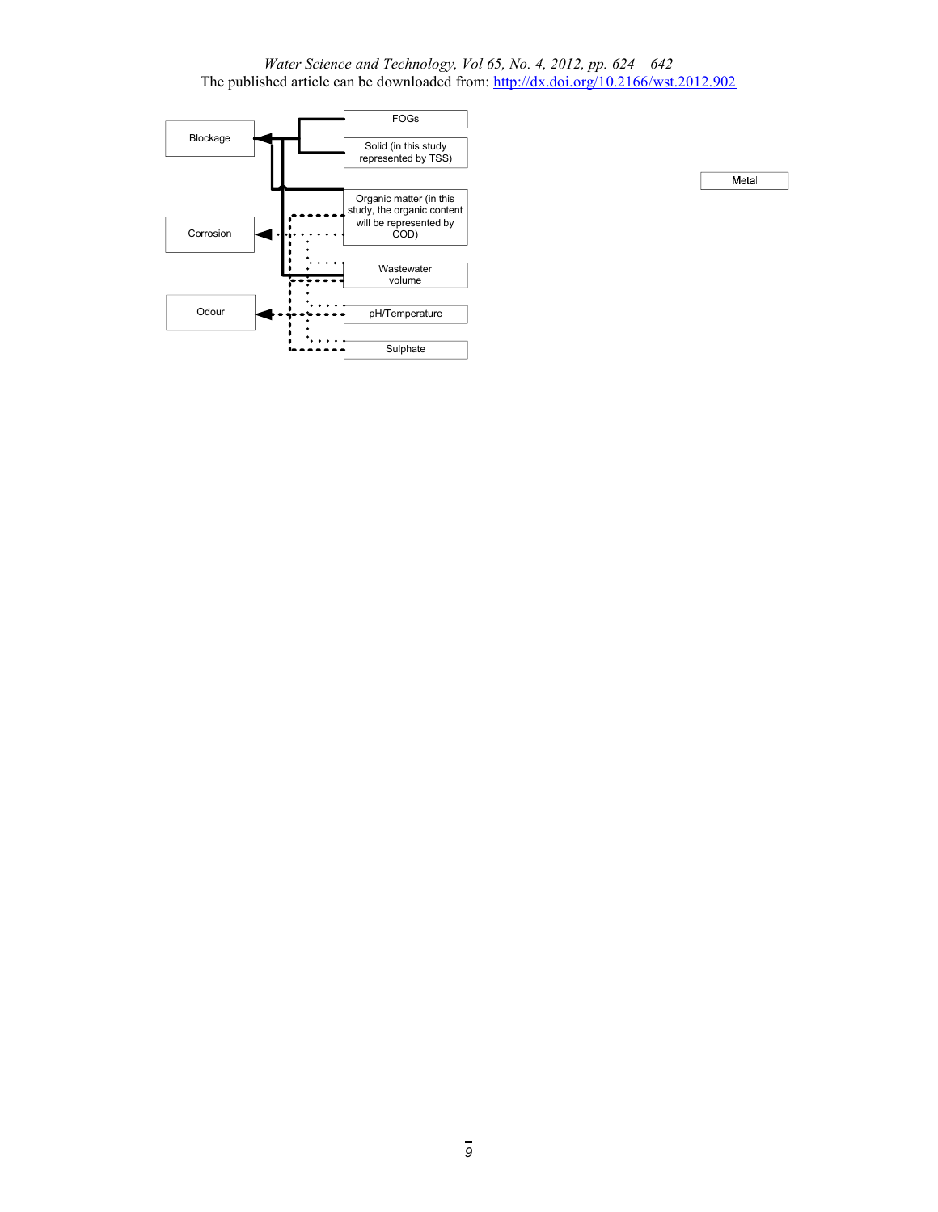Blockage

Corrosion

Odour

FOGs

Solid (in this study represented by TSS)

Organic matter (in this study, the organic content will be represented by COD)

Wastewater volume

pH/Temperature

Sulphate

Metal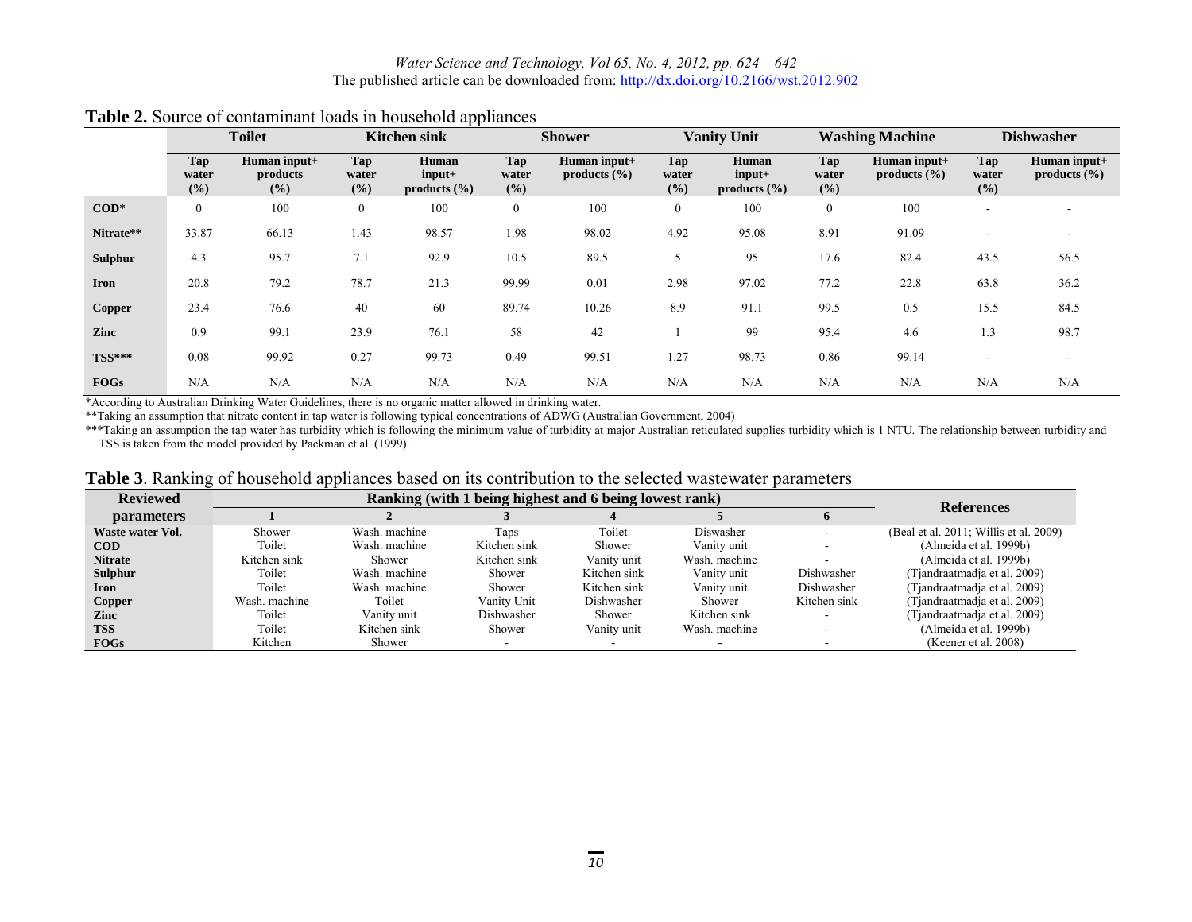**Table 2.** Source of contaminant loads in household appliances

| | Toilet | | Kitchen sink | | Shower | | Vanity Unit | | Washing Machine | | Dishwasher | |
|---|---|---|---|---|---|---|---|---|---|---|---|---|
| | Tap water (%) | Human input+ products (%) | Tap water (%) | Human input+ products (%) | Tap water (%) | Human input+ products (%) | Tap water (%) | Human input+ products (%) | Tap water (%) | Human input+ products (%) | Tap water (%) | Human input+ products (%) |
| **COD*** | 0 | 100 | 0 | 100 | 0 | 100 | 0 | 100 | 0 | 100 | - | - |
| **Nitrate**** | 33.87 | 66.13 | 1.43 | 98.57 | 1.98 | 98.02 | 4.92 | 95.08 | 8.91 | 91.09 | - | - |
| **Sulphur** | 4.3 | 95.7 | 7.1 | 92.9 | 10.5 | 89.5 | 5 | 95 | 17.6 | 82.4 | 43.5 | 56.5 |
| **Iron** | 20.8 | 79.2 | 78.7 | 21.3 | 99.99 | 0.01 | 2.98 | 97.02 | 77.2 | 22.8 | 63.8 | 36.2 |
| **Copper** | 23.4 | 76.6 | 40 | 60 | 89.74 | 10.26 | 8.9 | 91.1 | 99.5 | 0.5 | 15.5 | 84.5 |
| **Zinc** | 0.9 | 99.1 | 23.9 | 76.1 | 58 | 42 | 1 | 99 | 95.4 | 4.6 | 1.3 | 98.7 |
| **TSS***** | 0.08 | 99.92 | 0.27 | 99.73 | 0.49 | 99.51 | 1.27 | 98.73 | 0.86 | 99.14 | - | - |
| **FOGs** | N/A | N/A | N/A | N/A | N/A | N/A | N/A | N/A | N/A | N/A | N/A | N/A |

*According to Australian Drinking Water Guidelines, there is no organic matter allowed in drinking water.

**Taking an assumption that nitrate content in tap water is following typical concentrations of ADWG (Australian Government, 2004)

***Taking an assumption the tap water has turbidity which is following the minimum value of turbidity at major Australian reticulated supplies turbidity which is 1 NTU. The relationship between turbidity and TSS is taken from the model provided by Packman et al. (1999).

**Table 3**. Ranking of household appliances based on its contribution to the selected wastewater parameters

| Reviewed parameters | Ranking (with 1 being highest and 6 being lowest rank) | | | | | | References |
|---|---|---|---|---|---|---|---|
| | 1 | 2 | 3 | 4 | 5 | 6 | |
| **Waste water Vol.** | Shower | Wash. machine | Taps | Toilet | Diswasher | - | (Beal et al. 2011; Willis et al. 2009) |
| **COD** | Toilet | Wash. machine | Kitchen sink | Shower | Vanity unit | - | (Almeida et al. 1999b) |
| **Nitrate** | Kitchen sink | Shower | Kitchen sink | Vanity unit | Wash. machine | - | (Almeida et al. 1999b) |
| **Sulphur** | Toilet | Wash. machine | Shower | Kitchen sink | Vanity unit | Dishwasher | (Tjandraatmadja et al. 2009) |
| **Iron** | Toilet | Wash. machine | Shower | Kitchen sink | Vanity unit | Dishwasher | (Tjandraatmadja et al. 2009) |
| **Copper** | Wash. machine | Toilet | Vanity Unit | Dishwasher | Shower | Kitchen sink | (Tjandraatmadja et al. 2009) |
| **Zinc** | Toilet | Vanity unit | Dishwasher | Shower | Kitchen sink | - | (Tjandraatmadja et al. 2009) |
| **TSS** | Toilet | Kitchen sink | Shower | Vanity unit | Wash. machine | - | (Almeida et al. 1999b) |
| **FOGs** | Kitchen | Shower | - | - | - | - | (Keener et al. 2008) |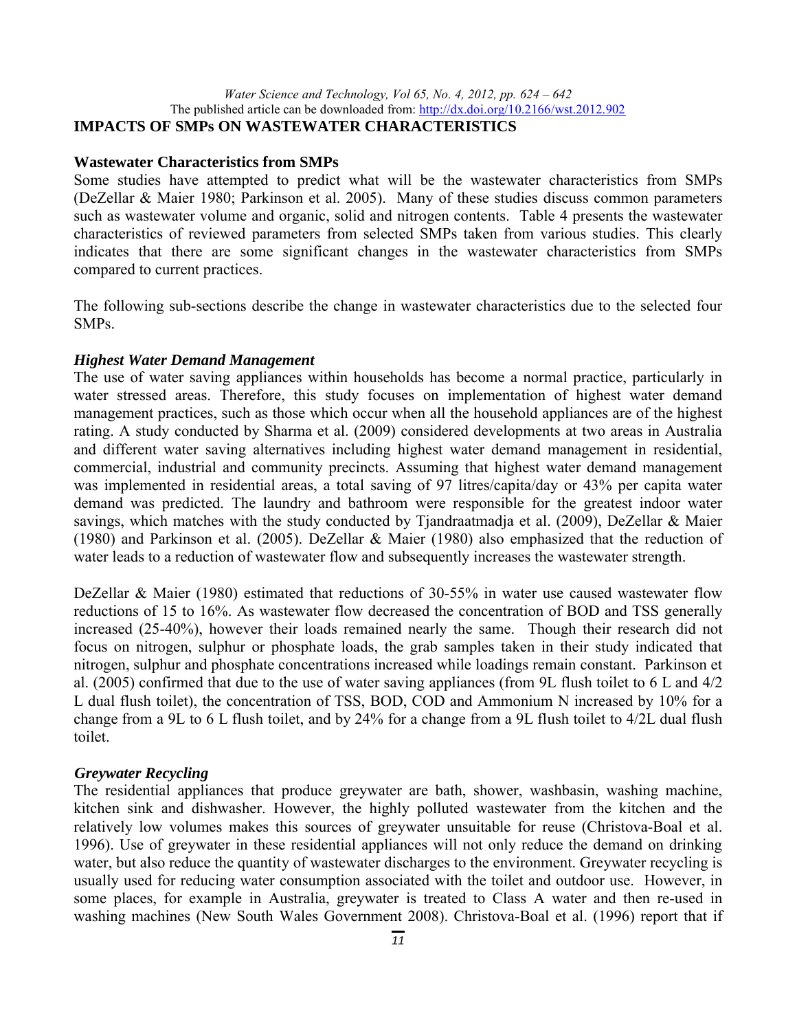## IMPACTS OF SMPs ON WASTEWATER CHARACTERISTICS

### Wastewater Characteristics from SMPs

Some studies have attempted to predict what will be the wastewater characteristics from SMPs (DeZellar & Maier 1980; Parkinson et al. 2005). Many of these studies discuss common parameters such as wastewater volume and organic, solid and nitrogen contents. Table 4 presents the wastewater characteristics of reviewed parameters from selected SMPs taken from various studies. This clearly indicates that there are some significant changes in the wastewater characteristics from SMPs compared to current practices.

The following sub-sections describe the change in wastewater characteristics due to the selected four SMPs.

#### *Highest Water Demand Management*

The use of water saving appliances within households has become a normal practice, particularly in water stressed areas. Therefore, this study focuses on implementation of highest water demand management practices, such as those which occur when all the household appliances are of the highest rating. A study conducted by Sharma et al. (2009) considered developments at two areas in Australia and different water saving alternatives including highest water demand management in residential, commercial, industrial and community precincts. Assuming that highest water demand management was implemented in residential areas, a total saving of 97 litres/capita/day or 43% per capita water demand was predicted. The laundry and bathroom were responsible for the greatest indoor water savings, which matches with the study conducted by Tjandraatmadja et al. (2009), DeZellar & Maier (1980) and Parkinson et al. (2005). DeZellar & Maier (1980) also emphasized that the reduction of water leads to a reduction of wastewater flow and subsequently increases the wastewater strength.

DeZellar & Maier (1980) estimated that reductions of 30-55% in water use caused wastewater flow reductions of 15 to 16%. As wastewater flow decreased the concentration of BOD and TSS generally increased (25-40%), however their loads remained nearly the same. Though their research did not focus on nitrogen, sulphur or phosphate loads, the grab samples taken in their study indicated that nitrogen, sulphur and phosphate concentrations increased while loadings remain constant. Parkinson et al. (2005) confirmed that due to the use of water saving appliances (from 9L flush toilet to 6 L and 4/2 L dual flush toilet), the concentration of TSS, BOD, COD and Ammonium N increased by 10% for a change from a 9L to 6 L flush toilet, and by 24% for a change from a 9L flush toilet to 4/2L dual flush toilet.

#### *Greywater Recycling*

The residential appliances that produce greywater are bath, shower, washbasin, washing machine, kitchen sink and dishwasher. However, the highly polluted wastewater from the kitchen and the relatively low volumes makes this sources of greywater unsuitable for reuse (Christova-Boal et al. 1996). Use of greywater in these residential appliances will not only reduce the demand on drinking water, but also reduce the quantity of wastewater discharges to the environment. Greywater recycling is usually used for reducing water consumption associated with the toilet and outdoor use. However, in some places, for example in Australia, greywater is treated to Class A water and then re-used in washing machines (New South Wales Government 2008). Christova-Boal et al. (1996) report that if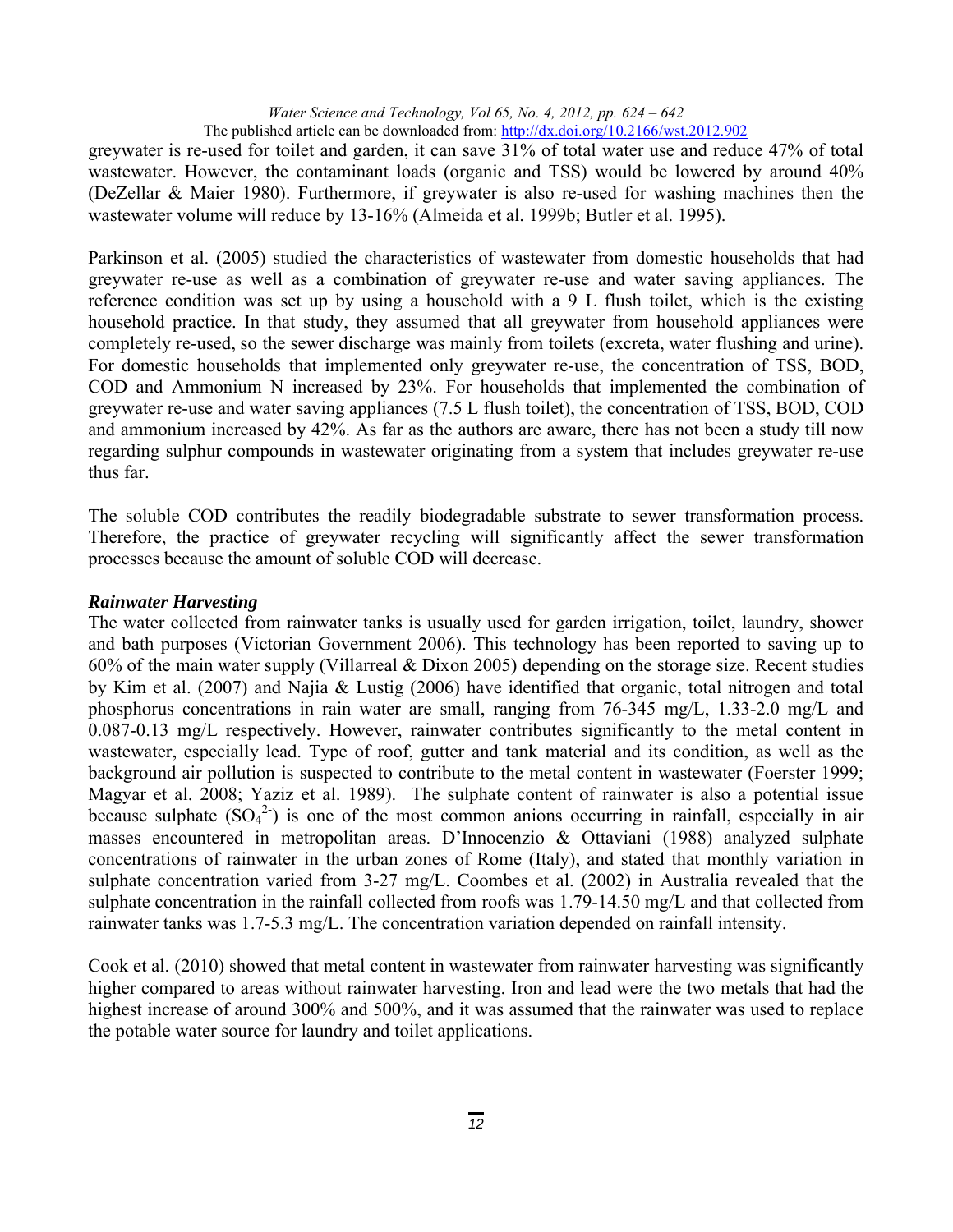greywater is re-used for toilet and garden, it can save 31% of total water use and reduce 47% of total wastewater. However, the contaminant loads (organic and TSS) would be lowered by around 40% (DeZellar & Maier 1980). Furthermore, if greywater is also re-used for washing machines then the wastewater volume will reduce by 13-16% (Almeida et al. 1999b; Butler et al. 1995).

Parkinson et al. (2005) studied the characteristics of wastewater from domestic households that had greywater re-use as well as a combination of greywater re-use and water saving appliances. The reference condition was set up by using a household with a 9 L flush toilet, which is the existing household practice. In that study, they assumed that all greywater from household appliances were completely re-used, so the sewer discharge was mainly from toilets (excreta, water flushing and urine). For domestic households that implemented only greywater re-use, the concentration of TSS, BOD, COD and Ammonium N increased by 23%. For households that implemented the combination of greywater re-use and water saving appliances (7.5 L flush toilet), the concentration of TSS, BOD, COD and ammonium increased by 42%. As far as the authors are aware, there has not been a study till now regarding sulphur compounds in wastewater originating from a system that includes greywater re-use thus far.

The soluble COD contributes the readily biodegradable substrate to sewer transformation process. Therefore, the practice of greywater recycling will significantly affect the sewer transformation processes because the amount of soluble COD will decrease.

***Rainwater Harvesting***

The water collected from rainwater tanks is usually used for garden irrigation, toilet, laundry, shower and bath purposes (Victorian Government 2006). This technology has been reported to saving up to 60% of the main water supply (Villarreal & Dixon 2005) depending on the storage size. Recent studies by Kim et al. (2007) and Najia & Lustig (2006) have identified that organic, total nitrogen and total phosphorus concentrations in rain water are small, ranging from 76-345 mg/L, 1.33-2.0 mg/L and 0.087-0.13 mg/L respectively. However, rainwater contributes significantly to the metal content in wastewater, especially lead. Type of roof, gutter and tank material and its condition, as well as the background air pollution is suspected to contribute to the metal content in wastewater (Foerster 1999; Magyar et al. 2008; Yaziz et al. 1989). The sulphate content of rainwater is also a potential issue because sulphate ($SO_4^{2-}$) is one of the most common anions occurring in rainfall, especially in air masses encountered in metropolitan areas. D'Innocenzio & Ottaviani (1988) analyzed sulphate concentrations of rainwater in the urban zones of Rome (Italy), and stated that monthly variation in sulphate concentration varied from 3-27 mg/L. Coombes et al. (2002) in Australia revealed that the sulphate concentration in the rainfall collected from roofs was 1.79-14.50 mg/L and that collected from rainwater tanks was 1.7-5.3 mg/L. The concentration variation depended on rainfall intensity.

Cook et al. (2010) showed that metal content in wastewater from rainwater harvesting was significantly higher compared to areas without rainwater harvesting. Iron and lead were the two metals that had the highest increase of around 300% and 500%, and it was assumed that the rainwater was used to replace the potable water source for laundry and toilet applications.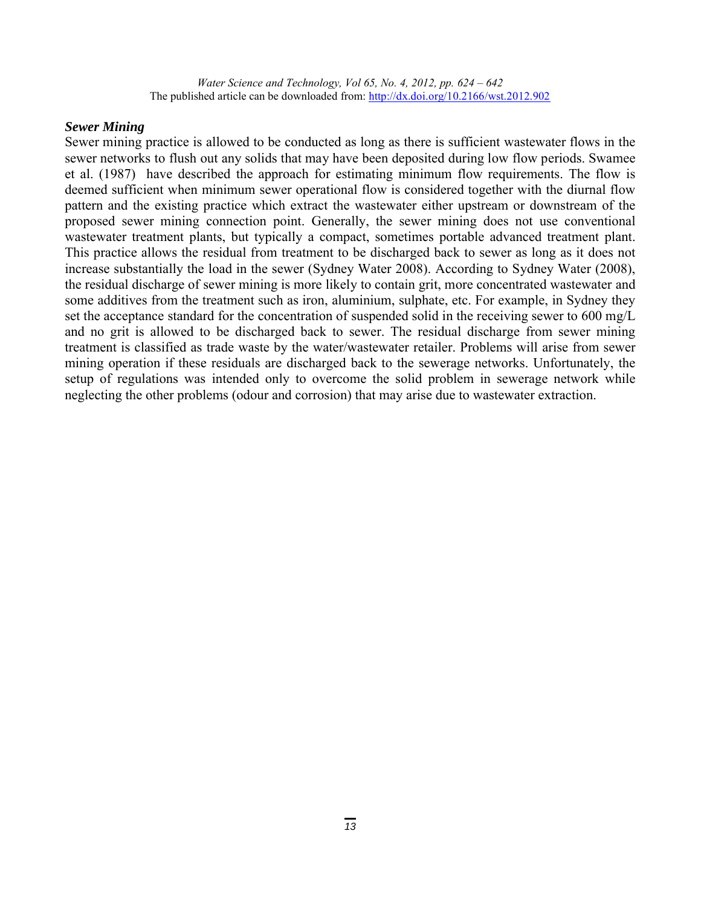***Sewer Mining***

Sewer mining practice is allowed to be conducted as long as there is sufficient wastewater flows in the sewer networks to flush out any solids that may have been deposited during low flow periods. Swamee et al. (1987) have described the approach for estimating minimum flow requirements. The flow is deemed sufficient when minimum sewer operational flow is considered together with the diurnal flow pattern and the existing practice which extract the wastewater either upstream or downstream of the proposed sewer mining connection point. Generally, the sewer mining does not use conventional wastewater treatment plants, but typically a compact, sometimes portable advanced treatment plant. This practice allows the residual from treatment to be discharged back to sewer as long as it does not increase substantially the load in the sewer (Sydney Water 2008). According to Sydney Water (2008), the residual discharge of sewer mining is more likely to contain grit, more concentrated wastewater and some additives from the treatment such as iron, aluminium, sulphate, etc. For example, in Sydney they set the acceptance standard for the concentration of suspended solid in the receiving sewer to 600 mg/L and no grit is allowed to be discharged back to sewer. The residual discharge from sewer mining treatment is classified as trade waste by the water/wastewater retailer. Problems will arise from sewer mining operation if these residuals are discharged back to the sewerage networks. Unfortunately, the setup of regulations was intended only to overcome the solid problem in sewerage network while neglecting the other problems (odour and corrosion) that may arise due to wastewater extraction.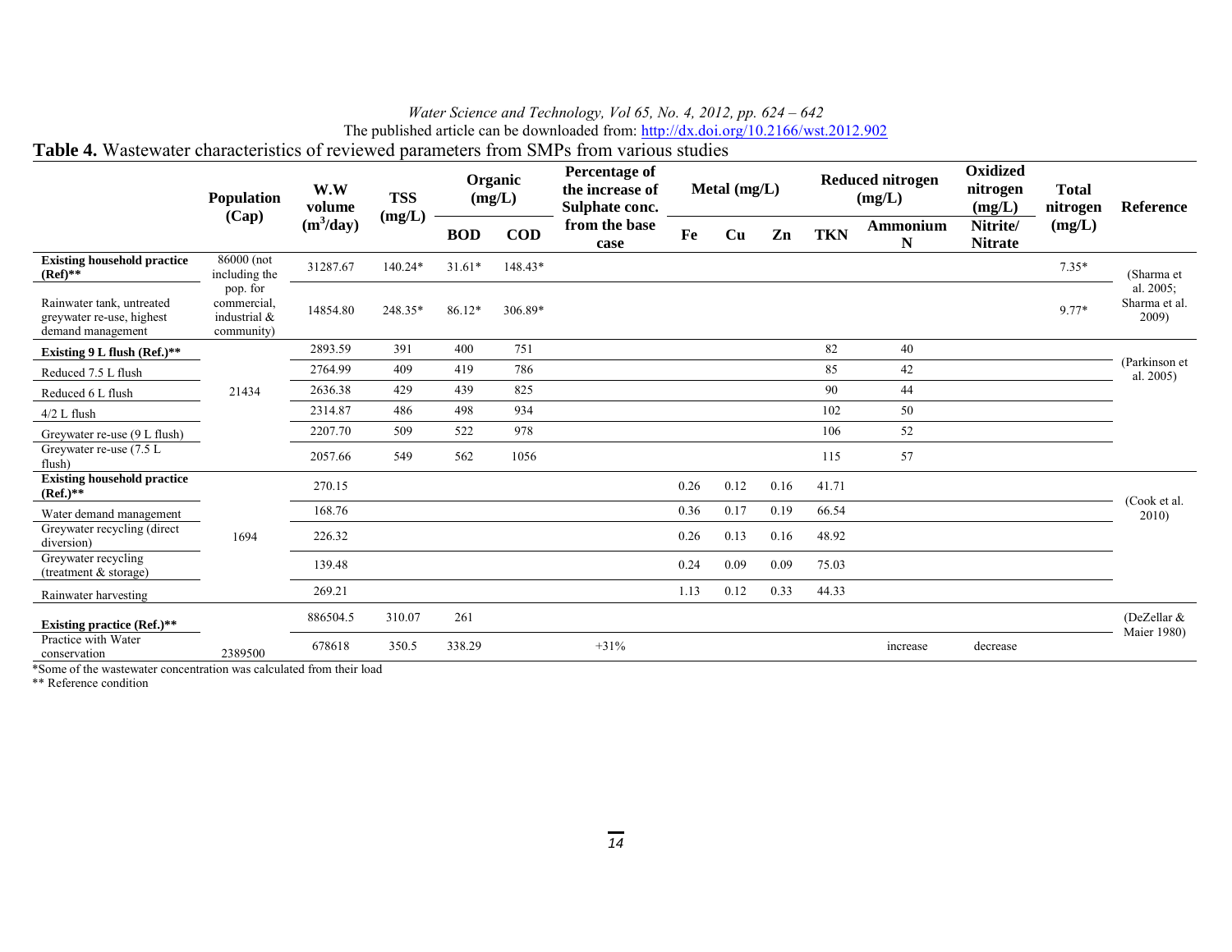Table 4. Wastewater characteristics of reviewed parameters from SMPs from various studies

| | Population (Cap) | W.W volume ($m^3$/day) | TSS (mg/L) | Organic (mg/L) | | Percentage of the increase of Sulphate conc. from the base case | Metal (mg/L) | | | Reduced nitrogen (mg/L) | | Oxidized nitrogen (mg/L) | Total nitrogen (mg/L) | Reference |
|---|---|---|---|---|---|---|---|---|---|---|---|---|---|---|
| | | | | BOD | COD | | Fe | Cu | Zn | TKN | Ammonium N | Nitrite/ Nitrate | | |
| **Existing household practice (Ref)\*\*** | 86000 (not including the pop. for commercial, industrial & community) | 31287.67 | 140.24* | 31.61* | 148.43* | | | | | | | | 7.35* | (Sharma et al. 2005; Sharma et al. 2009) |
| Rainwater tank, untreated greywater re-use, highest demand management | | 14854.80 | 248.35* | 86.12* | 306.89* | | | | | | | | 9.77* | |
| **Existing 9 L flush (Ref.)\*\*** | 21434 | 2893.59 | 391 | 400 | 751 | | | | | 82 | 40 | | | (Parkinson et al. 2005) |
| Reduced 7.5 L flush | | 2764.99 | 409 | 419 | 786 | | | | | 85 | 42 | | | |
| Reduced 6 L flush | | 2636.38 | 429 | 439 | 825 | | | | | 90 | 44 | | | |
| 4/2 L flush | | 2314.87 | 486 | 498 | 934 | | | | | 102 | 50 | | | |
| Greywater re-use (9 L flush) | | 2207.70 | 509 | 522 | 978 | | | | | 106 | 52 | | | |
| Greywater re-use (7.5 L flush) | | 2057.66 | 549 | 562 | 1056 | | | | | 115 | 57 | | | |
| **Existing household practice (Ref.)\*\*** | 1694 | 270.15 | | | | | 0.26 | 0.12 | 0.16 | 41.71 | | | | (Cook et al. 2010) |
| Water demand management | | 168.76 | | | | | 0.36 | 0.17 | 0.19 | 66.54 | | | | |
| Greywater recycling (direct diversion) | | 226.32 | | | | | 0.26 | 0.13 | 0.16 | 48.92 | | | | |
| Greywater recycling (treatment & storage) | | 139.48 | | | | | 0.24 | 0.09 | 0.09 | 75.03 | | | | |
| Rainwater harvesting | | 269.21 | | | | | 1.13 | 0.12 | 0.33 | 44.33 | | | | |
| **Existing practice (Ref.)\*\*** | 2389500 | 886504.5 | 310.07 | 261 | | | | | | | | | | (DeZellar & Maier 1980) |
| Practice with Water conservation | | 678618 | 350.5 | 338.29 | | +31% | | | | | increase | decrease | | |

*Some of the wastewater concentration was calculated from their load

** Reference condition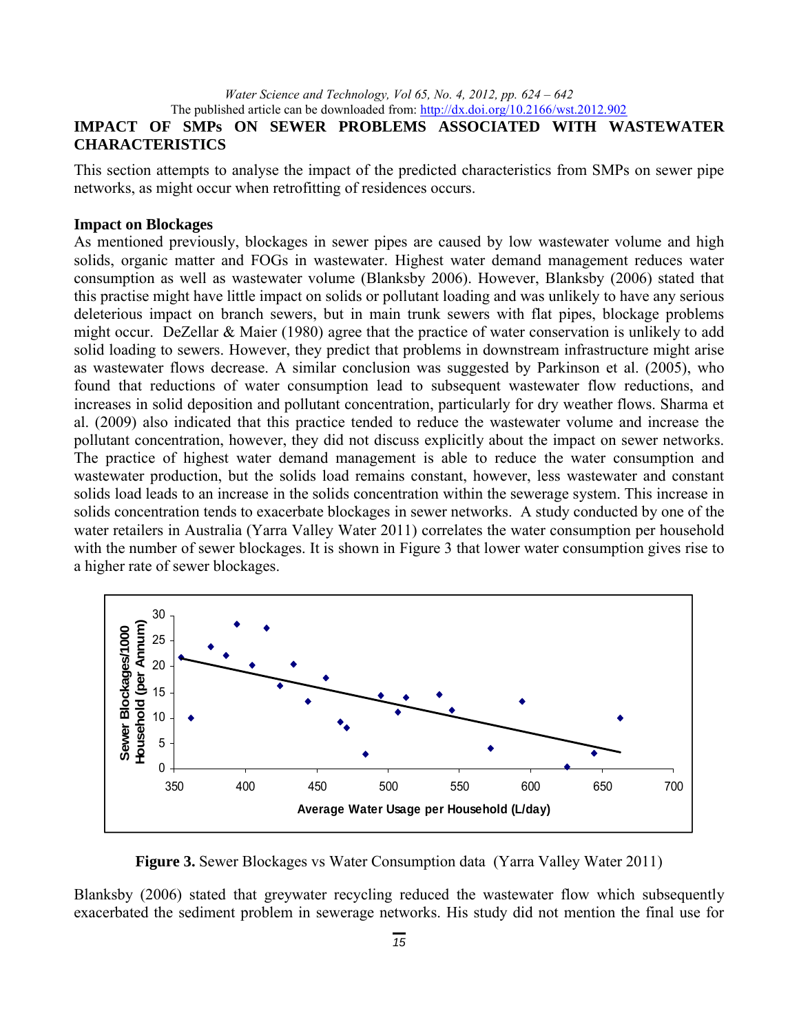## IMPACT OF SMPs ON SEWER PROBLEMS ASSOCIATED WITH WASTEWATER CHARACTERISTICS

This section attempts to analyse the impact of the predicted characteristics from SMPs on sewer pipe networks, as might occur when retrofitting of residences occurs.

### Impact on Blockages

As mentioned previously, blockages in sewer pipes are caused by low wastewater volume and high solids, organic matter and FOGs in wastewater. Highest water demand management reduces water consumption as well as wastewater volume (Blanksby 2006). However, Blanksby (2006) stated that this practise might have little impact on solids or pollutant loading and was unlikely to have any serious deleterious impact on branch sewers, but in main trunk sewers with flat pipes, blockage problems might occur. DeZellar & Maier (1980) agree that the practice of water conservation is unlikely to add solid loading to sewers. However, they predict that problems in downstream infrastructure might arise as wastewater flows decrease. A similar conclusion was suggested by Parkinson et al. (2005), who found that reductions of water consumption lead to subsequent wastewater flow reductions, and increases in solid deposition and pollutant concentration, particularly for dry weather flows. Sharma et al. (2009) also indicated that this practice tended to reduce the wastewater volume and increase the pollutant concentration, however, they did not discuss explicitly about the impact on sewer networks. The practice of highest water demand management is able to reduce the water consumption and wastewater production, but the solids load remains constant, however, less wastewater and constant solids load leads to an increase in the solids concentration within the sewerage system. This increase in solids concentration tends to exacerbate blockages in sewer networks. A study conducted by one of the water retailers in Australia (Yarra Valley Water 2011) correlates the water consumption per household with the number of sewer blockages. It is shown in Figure 3 that lower water consumption gives rise to a higher rate of sewer blockages.

**Figure 3.** Sewer Blockages vs Water Consumption data (Yarra Valley Water 2011)

Blanksby (2006) stated that greywater recycling reduced the wastewater flow which subsequently exacerbated the sediment problem in sewerage networks. His study did not mention the final use for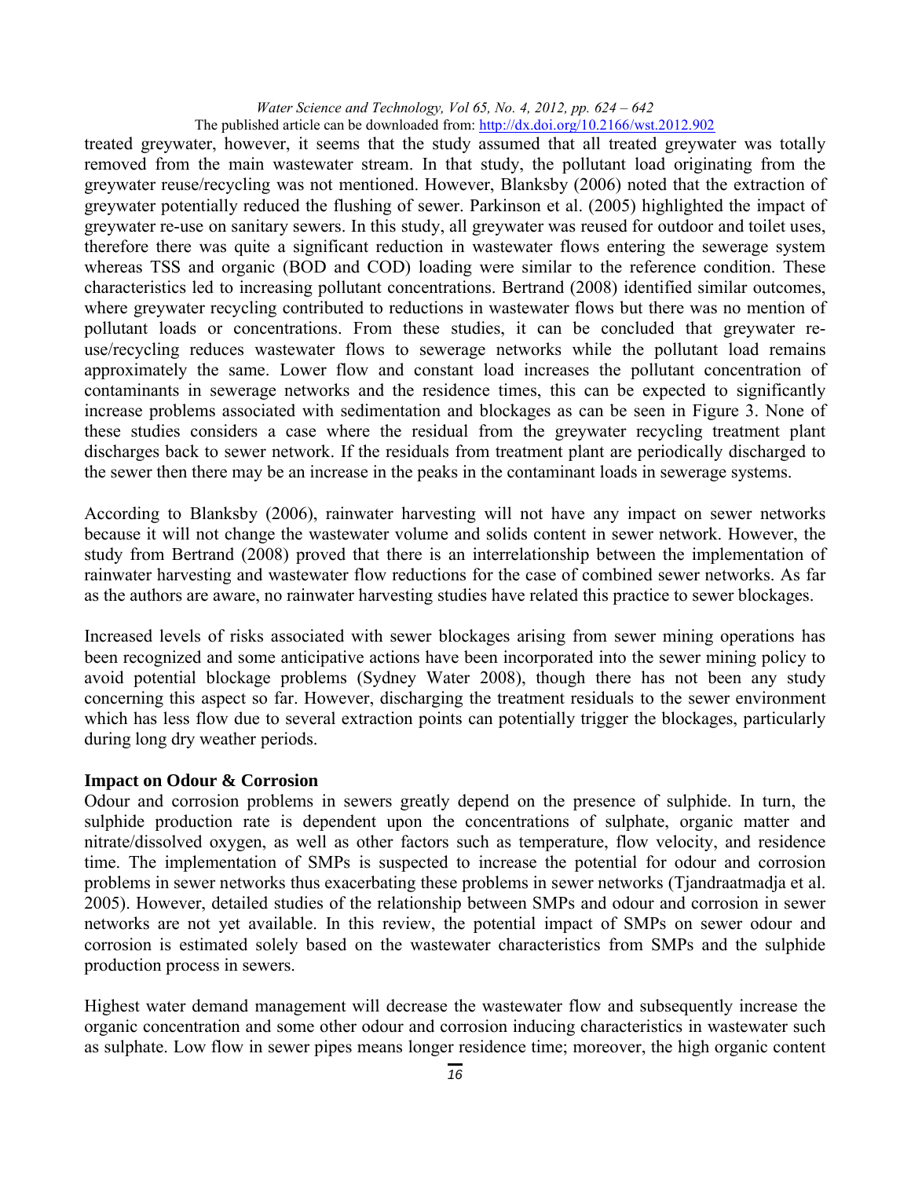treated greywater, however, it seems that the study assumed that all treated greywater was totally removed from the main wastewater stream. In that study, the pollutant load originating from the greywater reuse/recycling was not mentioned. However, Blanksby (2006) noted that the extraction of greywater potentially reduced the flushing of sewer. Parkinson et al. (2005) highlighted the impact of greywater re-use on sanitary sewers. In this study, all greywater was reused for outdoor and toilet uses, therefore there was quite a significant reduction in wastewater flows entering the sewerage system whereas TSS and organic (BOD and COD) loading were similar to the reference condition. These characteristics led to increasing pollutant concentrations. Bertrand (2008) identified similar outcomes, where greywater recycling contributed to reductions in wastewater flows but there was no mention of pollutant loads or concentrations. From these studies, it can be concluded that greywater re-use/recycling reduces wastewater flows to sewerage networks while the pollutant load remains approximately the same. Lower flow and constant load increases the pollutant concentration of contaminants in sewerage networks and the residence times, this can be expected to significantly increase problems associated with sedimentation and blockages as can be seen in Figure 3. None of these studies considers a case where the residual from the greywater recycling treatment plant discharges back to sewer network. If the residuals from treatment plant are periodically discharged to the sewer then there may be an increase in the peaks in the contaminant loads in sewerage systems.

According to Blanksby (2006), rainwater harvesting will not have any impact on sewer networks because it will not change the wastewater volume and solids content in sewer network. However, the study from Bertrand (2008) proved that there is an interrelationship between the implementation of rainwater harvesting and wastewater flow reductions for the case of combined sewer networks. As far as the authors are aware, no rainwater harvesting studies have related this practice to sewer blockages.

Increased levels of risks associated with sewer blockages arising from sewer mining operations has been recognized and some anticipative actions have been incorporated into the sewer mining policy to avoid potential blockage problems (Sydney Water 2008), though there has not been any study concerning this aspect so far. However, discharging the treatment residuals to the sewer environment which has less flow due to several extraction points can potentially trigger the blockages, particularly during long dry weather periods.

### Impact on Odour & Corrosion

Odour and corrosion problems in sewers greatly depend on the presence of sulphide. In turn, the sulphide production rate is dependent upon the concentrations of sulphate, organic matter and nitrate/dissolved oxygen, as well as other factors such as temperature, flow velocity, and residence time. The implementation of SMPs is suspected to increase the potential for odour and corrosion problems in sewer networks thus exacerbating these problems in sewer networks (Tjandraatmadja et al. 2005). However, detailed studies of the relationship between SMPs and odour and corrosion in sewer networks are not yet available. In this review, the potential impact of SMPs on sewer odour and corrosion is estimated solely based on the wastewater characteristics from SMPs and the sulphide production process in sewers.

Highest water demand management will decrease the wastewater flow and subsequently increase the organic concentration and some other odour and corrosion inducing characteristics in wastewater such as sulphate. Low flow in sewer pipes means longer residence time; moreover, the high organic content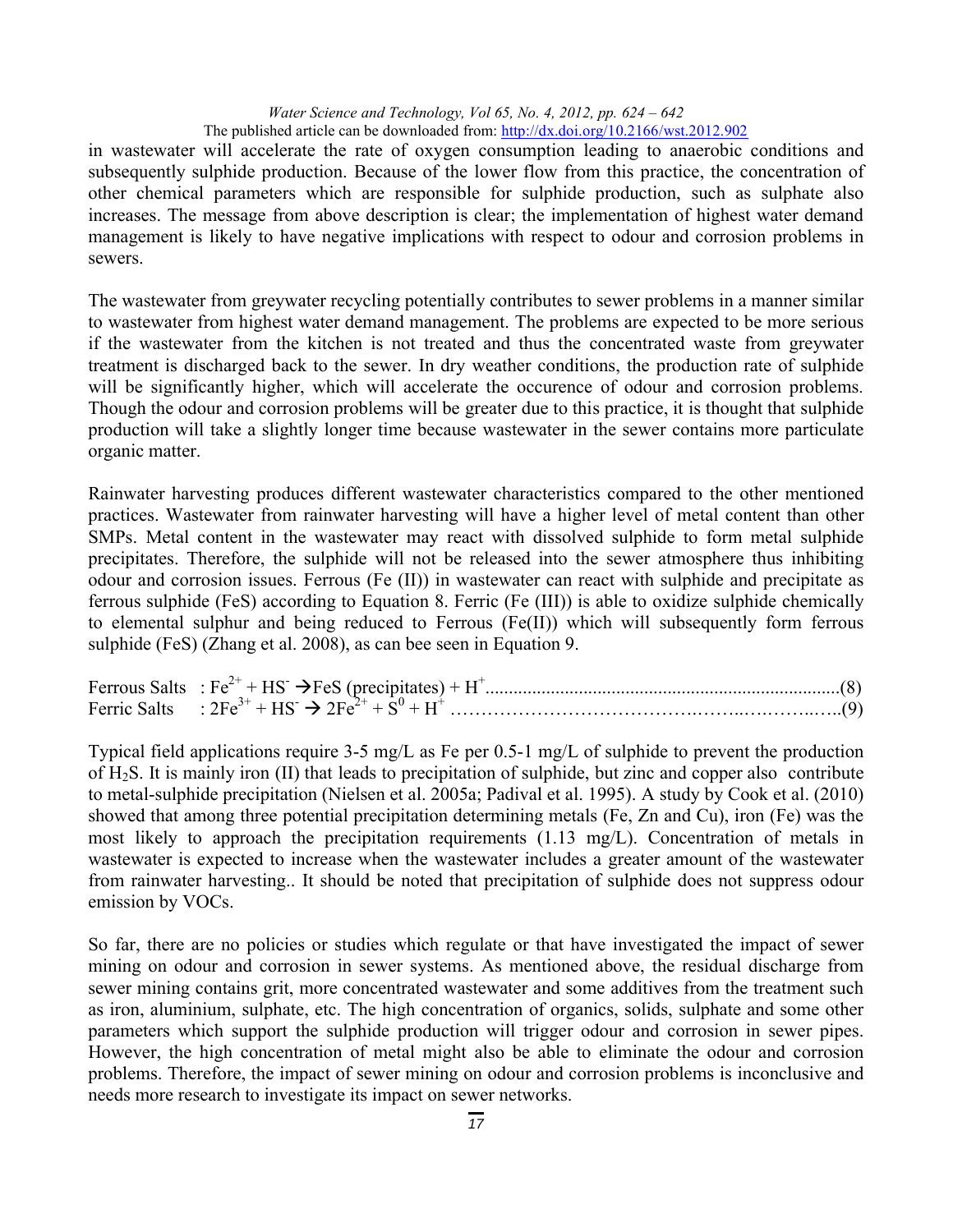in wastewater will accelerate the rate of oxygen consumption leading to anaerobic conditions and subsequently sulphide production. Because of the lower flow from this practice, the concentration of other chemical parameters which are responsible for sulphide production, such as sulphate also increases. The message from above description is clear; the implementation of highest water demand management is likely to have negative implications with respect to odour and corrosion problems in sewers.

The wastewater from greywater recycling potentially contributes to sewer problems in a manner similar to wastewater from highest water demand management. The problems are expected to be more serious if the wastewater from the kitchen is not treated and thus the concentrated waste from greywater treatment is discharged back to the sewer. In dry weather conditions, the production rate of sulphide will be significantly higher, which will accelerate the occurence of odour and corrosion problems. Though the odour and corrosion problems will be greater due to this practice, it is thought that sulphide production will take a slightly longer time because wastewater in the sewer contains more particulate organic matter.

Rainwater harvesting produces different wastewater characteristics compared to the other mentioned practices. Wastewater from rainwater harvesting will have a higher level of metal content than other SMPs. Metal content in the wastewater may react with dissolved sulphide to form metal sulphide precipitates. Therefore, the sulphide will not be released into the sewer atmosphere thus inhibiting odour and corrosion issues. Ferrous (Fe (II)) in wastewater can react with sulphide and precipitate as ferrous sulphide (FeS) according to Equation 8. Ferric (Fe (III)) is able to oxidize sulphide chemically to elemental sulphur and being reduced to Ferrous (Fe(II)) which will subsequently form ferrous sulphide (FeS) (Zhang et al. 2008), as can bee seen in Equation 9.

Ferrous Salts : $Fe^{2+} + HS^{-} \rightarrow FeS \text{ (precipitates)} + H^{+}$ ..........(8)

Ferric Salts : $2Fe^{3+} + HS^{-} \rightarrow 2Fe^{2+} + S^{0} + H^{+}$ ..........(9)

Typical field applications require 3-5 mg/L as Fe per 0.5-1 mg/L of sulphide to prevent the production of $H_2S$. It is mainly iron (II) that leads to precipitation of sulphide, but zinc and copper also contribute to metal-sulphide precipitation (Nielsen et al. 2005a; Padival et al. 1995). A study by Cook et al. (2010) showed that among three potential precipitation determining metals (Fe, Zn and Cu), iron (Fe) was the most likely to approach the precipitation requirements (1.13 mg/L). Concentration of metals in wastewater is expected to increase when the wastewater includes a greater amount of the wastewater from rainwater harvesting.. It should be noted that precipitation of sulphide does not suppress odour emission by VOCs.

So far, there are no policies or studies which regulate or that have investigated the impact of sewer mining on odour and corrosion in sewer systems. As mentioned above, the residual discharge from sewer mining contains grit, more concentrated wastewater and some additives from the treatment such as iron, aluminium, sulphate, etc. The high concentration of organics, solids, sulphate and some other parameters which support the sulphide production will trigger odour and corrosion in sewer pipes. However, the high concentration of metal might also be able to eliminate the odour and corrosion problems. Therefore, the impact of sewer mining on odour and corrosion problems is inconclusive and needs more research to investigate its impact on sewer networks.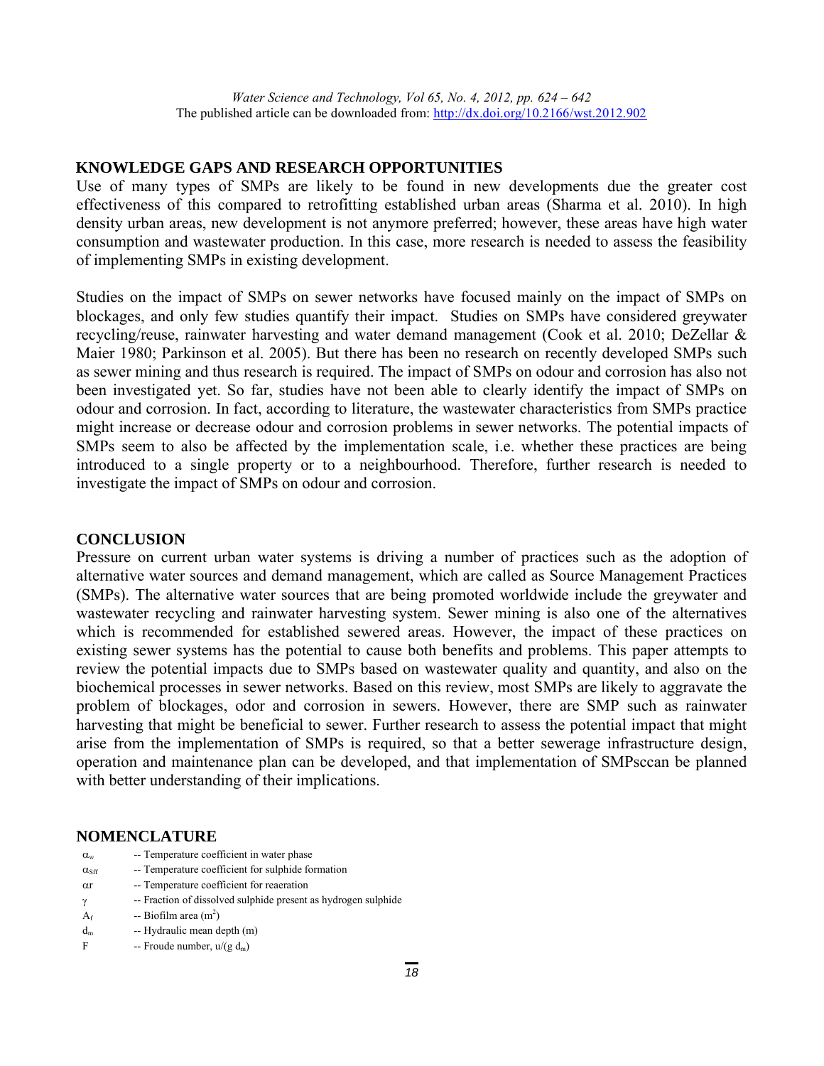## KNOWLEDGE GAPS AND RESEARCH OPPORTUNITIES

Use of many types of SMPs are likely to be found in new developments due the greater cost effectiveness of this compared to retrofitting established urban areas (Sharma et al. 2010). In high density urban areas, new development is not anymore preferred; however, these areas have high water consumption and wastewater production. In this case, more research is needed to assess the feasibility of implementing SMPs in existing development.

Studies on the impact of SMPs on sewer networks have focused mainly on the impact of SMPs on blockages, and only few studies quantify their impact. Studies on SMPs have considered greywater recycling/reuse, rainwater harvesting and water demand management (Cook et al. 2010; DeZellar & Maier 1980; Parkinson et al. 2005). But there has been no research on recently developed SMPs such as sewer mining and thus research is required. The impact of SMPs on odour and corrosion has also not been investigated yet. So far, studies have not been able to clearly identify the impact of SMPs on odour and corrosion. In fact, according to literature, the wastewater characteristics from SMPs practice might increase or decrease odour and corrosion problems in sewer networks. The potential impacts of SMPs seem to also be affected by the implementation scale, i.e. whether these practices are being introduced to a single property or to a neighbourhood. Therefore, further research is needed to investigate the impact of SMPs on odour and corrosion.

## CONCLUSION

Pressure on current urban water systems is driving a number of practices such as the adoption of alternative water sources and demand management, which are called as Source Management Practices (SMPs). The alternative water sources that are being promoted worldwide include the greywater and wastewater recycling and rainwater harvesting system. Sewer mining is also one of the alternatives which is recommended for established sewered areas. However, the impact of these practices on existing sewer systems has the potential to cause both benefits and problems. This paper attempts to review the potential impacts due to SMPs based on wastewater quality and quantity, and also on the biochemical processes in sewer networks. Based on this review, most SMPs are likely to aggravate the problem of blockages, odor and corrosion in sewers. However, there are SMP such as rainwater harvesting that might be beneficial to sewer. Further research to assess the potential impact that might arise from the implementation of SMPs is required, so that a better sewerage infrastructure design, operation and maintenance plan can be developed, and that implementation of SMPsccan be planned with better understanding of their implications.

## NOMENCLATURE

| | |
|---|---|
| $\alpha_w$ | -- Temperature coefficient in water phase |
| $\alpha_{Sff}$ | -- Temperature coefficient for sulphide formation |
| $\alpha r$ | -- Temperature coefficient for reaeration |
| $\gamma$ | -- Fraction of dissolved sulphide present as hydrogen sulphide |
| $A_f$ | -- Biofilm area ($m^2$) |
| $d_m$ | -- Hydraulic mean depth (m) |
| F | -- Froude number, $u/(g\ d_m)$ |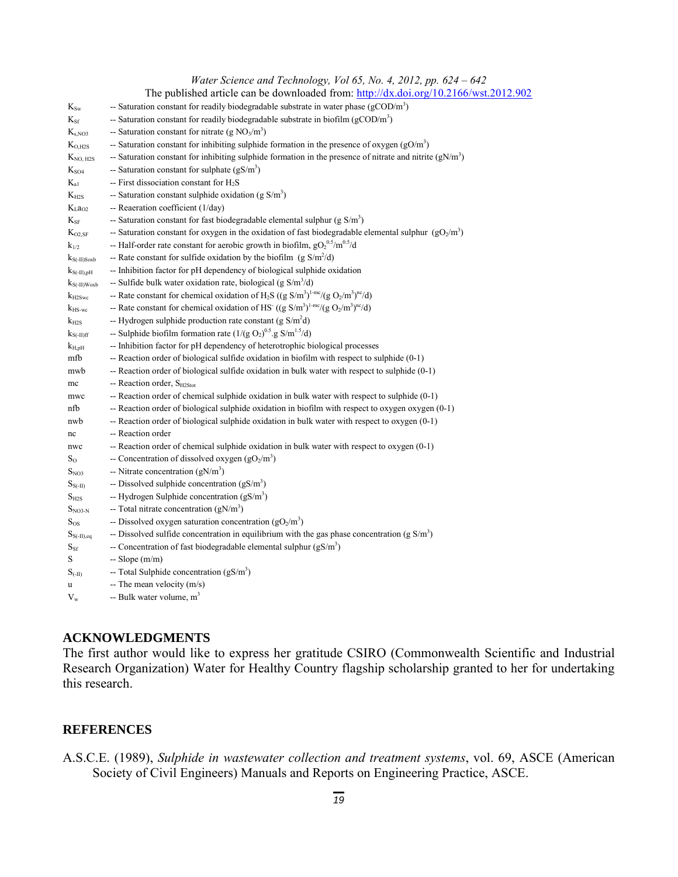| | |
|---|---|
| $K_{Sw}$ | -- Saturation constant for readily biodegradable substrate in water phase ($gCOD/m^3$) |
| $K_{Sf}$ | -- Saturation constant for readily biodegradable substrate in biofilm ($gCOD/m^3$) |
| $K_{s,NO3}$ | -- Saturation constant for nitrate ($g\ NO_3/m^3$) |
| $K_{O,H2S}$ | -- Saturation constant for inhibiting sulphide formation in the presence of oxygen ($gO/m^3$) |
| $K_{NO,\ H2S}$ | -- Saturation constant for inhibiting sulphide formation in the presence of nitrate and nitrite ($gN/m^3$) |
| $K_{SO4}$ | -- Saturation constant for sulphate ($gS/m^3$) |
| $K_{a1}$ | -- First dissociation constant for $H_2S$ |
| $K_{H2S}$ | -- Saturation constant sulphide oxidation ($g\ S/m^3$) |
| $K_La_{O2}$ | -- Reaeration coefficient (1/day) |
| $K_{SF}$ | -- Saturation constant for fast biodegradable elemental sulphur ($g\ S/m^3$) |
| $K_{O2,SF}$ | -- Saturation constant for oxygen in the oxidation of fast biodegradable elemental sulphur ($gO_2/m^3$) |
| $k_{1/2}$ | -- Half-order rate constant for aerobic growth in biofilm, $gO_2^{0.5}/m^{0.5}/d$ |
| $k_{S(-II)Soxb}$ | -- Rate constant for sulfide oxidation by the biofilm ($g\ S/m^2/d$) |
| $k_{S(-II),pH}$ | -- Inhibition factor for pH dependency of biological sulphide oxidation |
| $k_{S(-II)Woxb}$ | -- Sulfide bulk water oxidation rate, biological ($g\ S/m^3/d$) |
| $k_{H2Swc}$ | -- Rate constant for chemical oxidation of $H_2S$ ($(g\ S/m^3)^{1-mc}/(g\ O_2/m^3)^{nc}/d$) |
| $k_{HS\text{-}wc}$ | -- Rate constant for chemical oxidation of $HS^-$ ($(g\ S/m^3)^{1-mc}/(g\ O_2/m^3)^{nc}/d$) |
| $k_{H2S}$ | -- Hydrogen sulphide production rate constant ($g\ S/m^2d$) |
| $k_{S(-II)ff}$ | -- Sulphide biofilm formation rate ($1/(g\ O_2)^{0.5}.g\ S/m^{1.5}/d$) |
| $k_{H,pH}$ | -- Inhibition factor for pH dependency of heterotrophic biological processes |
| mfb | -- Reaction order of biological sulfide oxidation in biofilm with respect to sulphide (0-1) |
| mwb | -- Reaction order of biological sulfide oxidation in bulk water with respect to sulphide (0-1) |
| mc | -- Reaction order, $S_{H2Stot}$ |
| mwc | -- Reaction order of chemical sulphide oxidation in bulk water with respect to sulphide (0-1) |
| nfb | -- Reaction order of biological sulphide oxidation in biofilm with respect to oxygen oxygen (0-1) |
| nwb | -- Reaction order of biological sulphide oxidation in bulk water with respect to oxygen (0-1) |
| nc | -- Reaction order |
| nwc | -- Reaction order of chemical sulphide oxidation in bulk water with respect to oxygen (0-1) |
| $S_O$ | -- Concentration of dissolved oxygen ($gO_2/m^3$) |
| $S_{NO3}$ | -- Nitrate concentration ($gN/m^3$) |
| $S_{S(-II)}$ | -- Dissolved sulphide concentration ($gS/m^3$) |
| $S_{H2S}$ | -- Hydrogen Sulphide concentration ($gS/m^3$) |
| $S_{NO3\text{-}N}$ | -- Total nitrate concentration ($gN/m^3$) |
| $S_{OS}$ | -- Dissolved oxygen saturation concentration ($gO_2/m^3$) |
| $S_{S(-II),eq}$ | -- Dissolved sulfide concentration in equilibrium with the gas phase concentration ($g\ S/m^3$) |
| $S_{Sf}$ | -- Concentration of fast biodegradable elemental sulphur ($gS/m^3$) |
| S | -- Slope (m/m) |
| $S_{(-II)}$ | -- Total Sulphide concentration ($gS/m^3$) |
| u | -- The mean velocity (m/s) |
| $V_w$ | -- Bulk water volume, $m^3$ |

## ACKNOWLEDGMENTS

The first author would like to express her gratitude CSIRO (Commonwealth Scientific and Industrial Research Organization) Water for Healthy Country flagship scholarship granted to her for undertaking this research.

## REFERENCES

A.S.C.E. (1989), *Sulphide in wastewater collection and treatment systems*, vol. 69, ASCE (American Society of Civil Engineers) Manuals and Reports on Engineering Practice, ASCE.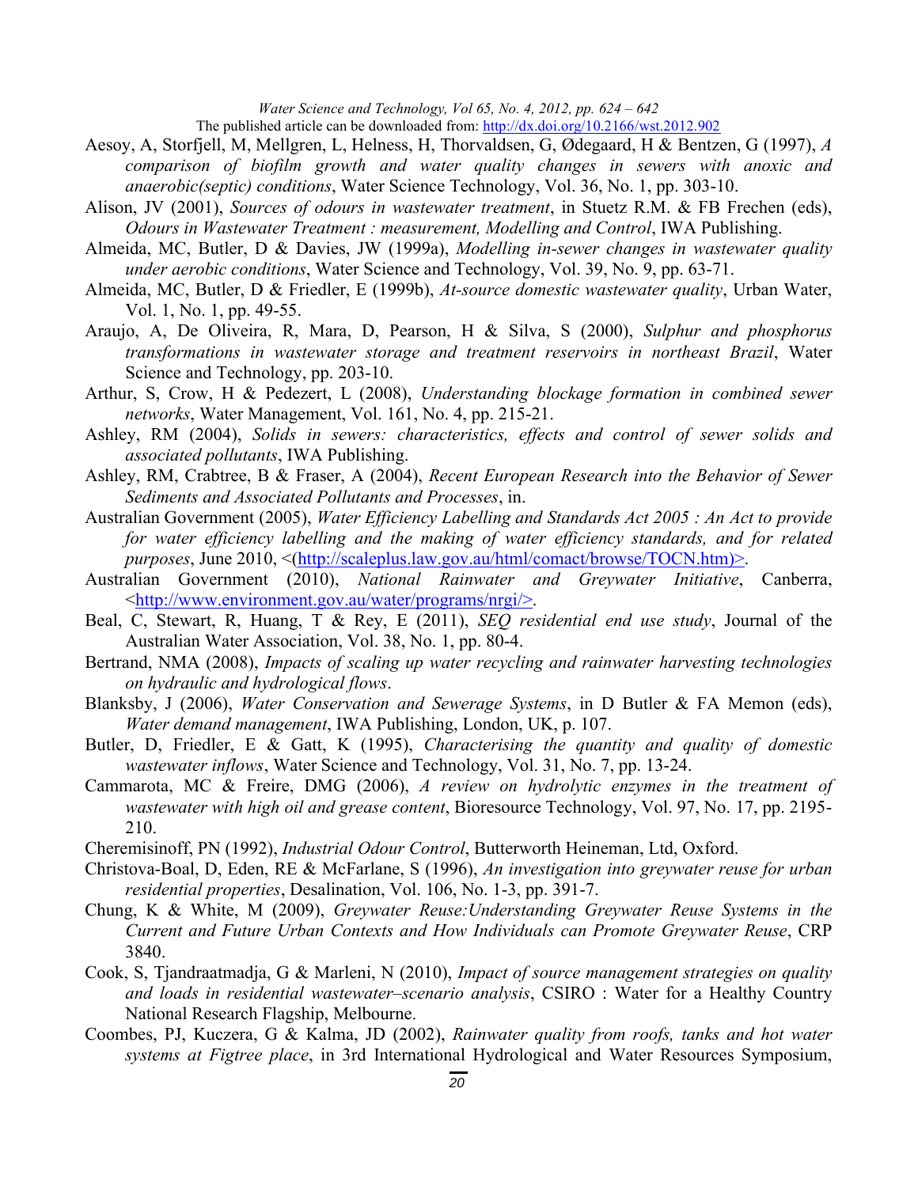Aesoy, A, Storfjell, M, Mellgren, L, Helness, H, Thorvaldsen, G, Ødegaard, H & Bentzen, G (1997), *A comparison of biofilm growth and water quality changes in sewers with anoxic and anaerobic(septic) conditions*, Water Science Technology, Vol. 36, No. 1, pp. 303-10.

Alison, JV (2001), *Sources of odours in wastewater treatment*, in Stuetz R.M. & FB Frechen (eds), *Odours in Wastewater Treatment : measurement, Modelling and Control*, IWA Publishing.

Almeida, MC, Butler, D & Davies, JW (1999a), *Modelling in-sewer changes in wastewater quality under aerobic conditions*, Water Science and Technology, Vol. 39, No. 9, pp. 63-71.

Almeida, MC, Butler, D & Friedler, E (1999b), *At-source domestic wastewater quality*, Urban Water, Vol. 1, No. 1, pp. 49-55.

Araujo, A, De Oliveira, R, Mara, D, Pearson, H & Silva, S (2000), *Sulphur and phosphorus transformations in wastewater storage and treatment reservoirs in northeast Brazil*, Water Science and Technology, pp. 203-10.

Arthur, S, Crow, H & Pedezert, L (2008), *Understanding blockage formation in combined sewer networks*, Water Management, Vol. 161, No. 4, pp. 215-21.

Ashley, RM (2004), *Solids in sewers: characteristics, effects and control of sewer solids and associated pollutants*, IWA Publishing.

Ashley, RM, Crabtree, B & Fraser, A (2004), *Recent European Research into the Behavior of Sewer Sediments and Associated Pollutants and Processes*, in.

Australian Government (2005), *Water Efficiency Labelling and Standards Act 2005 : An Act to provide for water efficiency labelling and the making of water efficiency standards, and for related purposes*, June 2010, <(http://scaleplus.law.gov.au/html/comact/browse/TOCN.htm)>.

Australian Government (2010), *National Rainwater and Greywater Initiative*, Canberra, <http://www.environment.gov.au/water/programs/nrgi/>.

Beal, C, Stewart, R, Huang, T & Rey, E (2011), *SEQ residential end use study*, Journal of the Australian Water Association, Vol. 38, No. 1, pp. 80-4.

Bertrand, NMA (2008), *Impacts of scaling up water recycling and rainwater harvesting technologies on hydraulic and hydrological flows*.

Blanksby, J (2006), *Water Conservation and Sewerage Systems*, in D Butler & FA Memon (eds), *Water demand management*, IWA Publishing, London, UK, p. 107.

Butler, D, Friedler, E & Gatt, K (1995), *Characterising the quantity and quality of domestic wastewater inflows*, Water Science and Technology, Vol. 31, No. 7, pp. 13-24.

Cammarota, MC & Freire, DMG (2006), *A review on hydrolytic enzymes in the treatment of wastewater with high oil and grease content*, Bioresource Technology, Vol. 97, No. 17, pp. 2195-210.

Cheremisinoff, PN (1992), *Industrial Odour Control*, Butterworth Heineman, Ltd, Oxford.

Christova-Boal, D, Eden, RE & McFarlane, S (1996), *An investigation into greywater reuse for urban residential properties*, Desalination, Vol. 106, No. 1-3, pp. 391-7.

Chung, K & White, M (2009), *Greywater Reuse:Understanding Greywater Reuse Systems in the Current and Future Urban Contexts and How Individuals can Promote Greywater Reuse*, CRP 3840.

Cook, S, Tjandraatmadja, G & Marleni, N (2010), *Impact of source management strategies on quality and loads in residential wastewater–scenario analysis*, CSIRO : Water for a Healthy Country National Research Flagship, Melbourne.

Coombes, PJ, Kuczera, G & Kalma, JD (2002), *Rainwater quality from roofs, tanks and hot water systems at Figtree place*, in 3rd International Hydrological and Water Resources Symposium,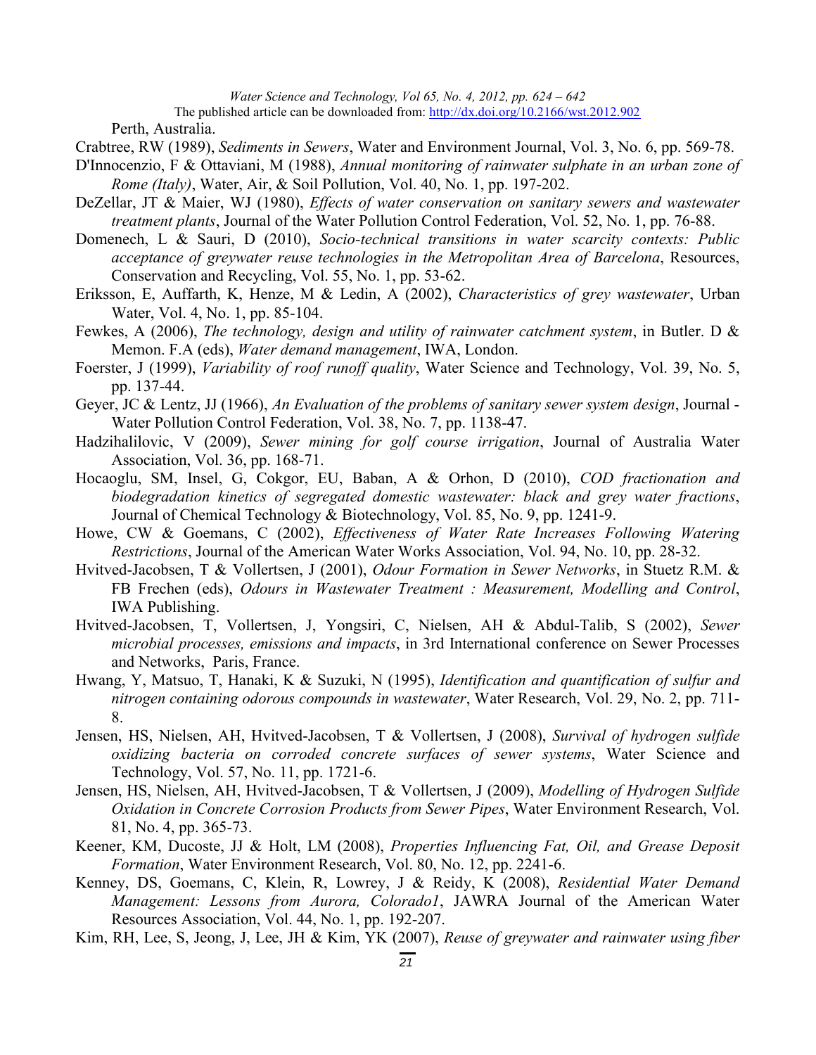Perth, Australia.

Crabtree, RW (1989), *Sediments in Sewers*, Water and Environment Journal, Vol. 3, No. 6, pp. 569-78.

D'Innocenzio, F & Ottaviani, M (1988), *Annual monitoring of rainwater sulphate in an urban zone of Rome (Italy)*, Water, Air, & Soil Pollution, Vol. 40, No. 1, pp. 197-202.

DeZellar, JT & Maier, WJ (1980), *Effects of water conservation on sanitary sewers and wastewater treatment plants*, Journal of the Water Pollution Control Federation, Vol. 52, No. 1, pp. 76-88.

Domenech, L & Sauri, D (2010), *Socio-technical transitions in water scarcity contexts: Public acceptance of greywater reuse technologies in the Metropolitan Area of Barcelona*, Resources, Conservation and Recycling, Vol. 55, No. 1, pp. 53-62.

Eriksson, E, Auffarth, K, Henze, M & Ledin, A (2002), *Characteristics of grey wastewater*, Urban Water, Vol. 4, No. 1, pp. 85-104.

Fewkes, A (2006), *The technology, design and utility of rainwater catchment system*, in Butler. D & Memon. F.A (eds), *Water demand management*, IWA, London.

Foerster, J (1999), *Variability of roof runoff quality*, Water Science and Technology, Vol. 39, No. 5, pp. 137-44.

Geyer, JC & Lentz, JJ (1966), *An Evaluation of the problems of sanitary sewer system design*, Journal - Water Pollution Control Federation, Vol. 38, No. 7, pp. 1138-47.

Hadzihalilovic, V (2009), *Sewer mining for golf course irrigation*, Journal of Australia Water Association, Vol. 36, pp. 168-71.

Hocaoglu, SM, Insel, G, Cokgor, EU, Baban, A & Orhon, D (2010), *COD fractionation and biodegradation kinetics of segregated domestic wastewater: black and grey water fractions*, Journal of Chemical Technology & Biotechnology, Vol. 85, No. 9, pp. 1241-9.

Howe, CW & Goemans, C (2002), *Effectiveness of Water Rate Increases Following Watering Restrictions*, Journal of the American Water Works Association, Vol. 94, No. 10, pp. 28-32.

Hvitved-Jacobsen, T & Vollertsen, J (2001), *Odour Formation in Sewer Networks*, in Stuetz R.M. & FB Frechen (eds), *Odours in Wastewater Treatment : Measurement, Modelling and Control*, IWA Publishing.

Hvitved-Jacobsen, T, Vollertsen, J, Yongsiri, C, Nielsen, AH & Abdul-Talib, S (2002), *Sewer microbial processes, emissions and impacts*, in 3rd International conference on Sewer Processes and Networks, Paris, France.

Hwang, Y, Matsuo, T, Hanaki, K & Suzuki, N (1995), *Identification and quantification of sulfur and nitrogen containing odorous compounds in wastewater*, Water Research, Vol. 29, No. 2, pp. 711-8.

Jensen, HS, Nielsen, AH, Hvitved-Jacobsen, T & Vollertsen, J (2008), *Survival of hydrogen sulfide oxidizing bacteria on corroded concrete surfaces of sewer systems*, Water Science and Technology, Vol. 57, No. 11, pp. 1721-6.

Jensen, HS, Nielsen, AH, Hvitved-Jacobsen, T & Vollertsen, J (2009), *Modelling of Hydrogen Sulfide Oxidation in Concrete Corrosion Products from Sewer Pipes*, Water Environment Research, Vol. 81, No. 4, pp. 365-73.

Keener, KM, Ducoste, JJ & Holt, LM (2008), *Properties Influencing Fat, Oil, and Grease Deposit Formation*, Water Environment Research, Vol. 80, No. 12, pp. 2241-6.

Kenney, DS, Goemans, C, Klein, R, Lowrey, J & Reidy, K (2008), *Residential Water Demand Management: Lessons from Aurora, Colorado1*, JAWRA Journal of the American Water Resources Association, Vol. 44, No. 1, pp. 192-207.

Kim, RH, Lee, S, Jeong, J, Lee, JH & Kim, YK (2007), *Reuse of greywater and rainwater using fiber*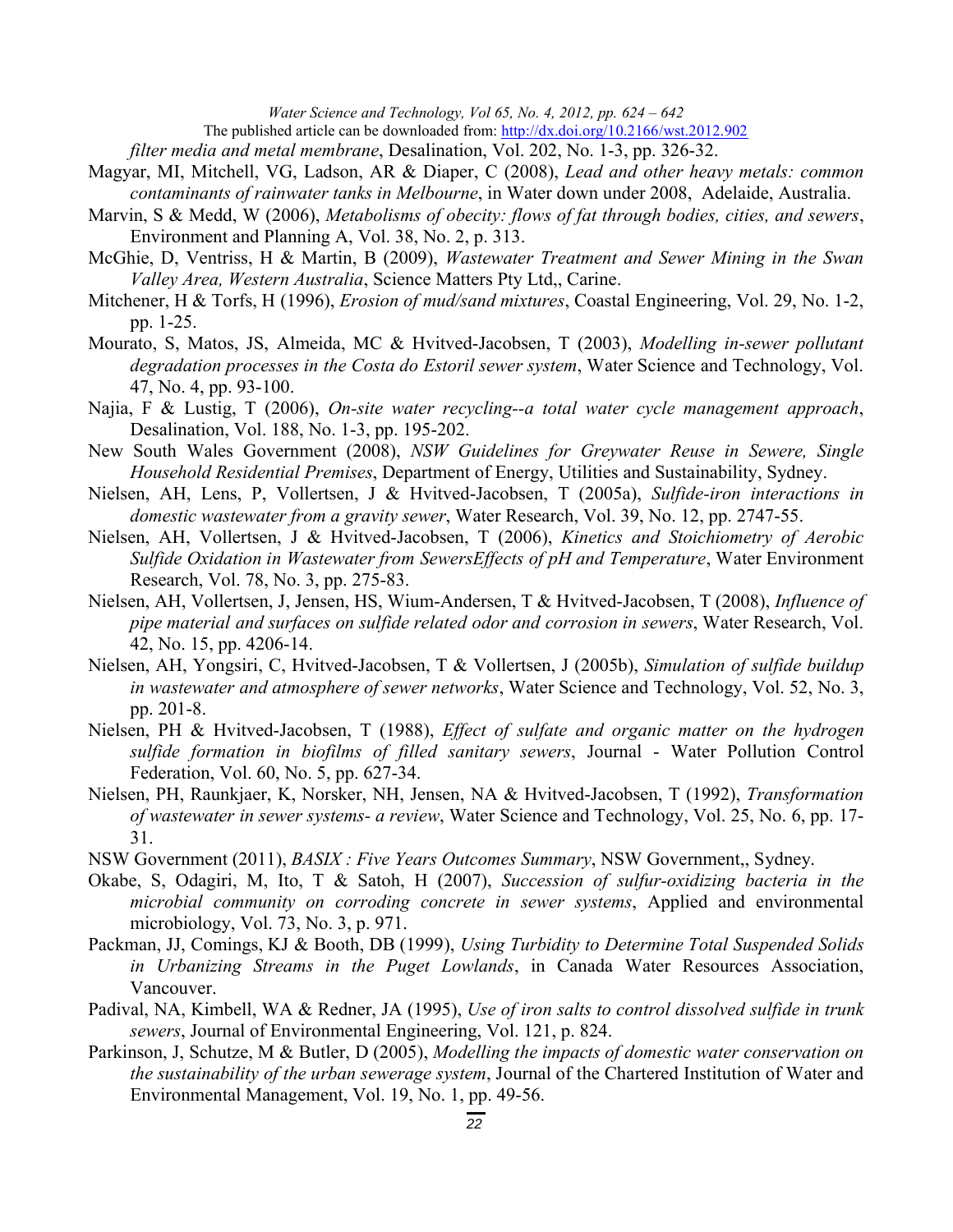*filter media and metal membrane*, Desalination, Vol. 202, No. 1-3, pp. 326-32.

Magyar, MI, Mitchell, VG, Ladson, AR & Diaper, C (2008), *Lead and other heavy metals: common contaminants of rainwater tanks in Melbourne*, in Water down under 2008, Adelaide, Australia.

Marvin, S & Medd, W (2006), *Metabolisms of obecity: flows of fat through bodies, cities, and sewers*, Environment and Planning A, Vol. 38, No. 2, p. 313.

McGhie, D, Ventriss, H & Martin, B (2009), *Wastewater Treatment and Sewer Mining in the Swan Valley Area, Western Australia*, Science Matters Pty Ltd,, Carine.

Mitchener, H & Torfs, H (1996), *Erosion of mud/sand mixtures*, Coastal Engineering, Vol. 29, No. 1-2, pp. 1-25.

Mourato, S, Matos, JS, Almeida, MC & Hvitved-Jacobsen, T (2003), *Modelling in-sewer pollutant degradation processes in the Costa do Estoril sewer system*, Water Science and Technology, Vol. 47, No. 4, pp. 93-100.

Najia, F & Lustig, T (2006), *On-site water recycling--a total water cycle management approach*, Desalination, Vol. 188, No. 1-3, pp. 195-202.

New South Wales Government (2008), *NSW Guidelines for Greywater Reuse in Sewere, Single Household Residential Premises*, Department of Energy, Utilities and Sustainability, Sydney.

Nielsen, AH, Lens, P, Vollertsen, J & Hvitved-Jacobsen, T (2005a), *Sulfide-iron interactions in domestic wastewater from a gravity sewer*, Water Research, Vol. 39, No. 12, pp. 2747-55.

Nielsen, AH, Vollertsen, J & Hvitved-Jacobsen, T (2006), *Kinetics and Stoichiometry of Aerobic Sulfide Oxidation in Wastewater from SewersEffects of pH and Temperature*, Water Environment Research, Vol. 78, No. 3, pp. 275-83.

Nielsen, AH, Vollertsen, J, Jensen, HS, Wium-Andersen, T & Hvitved-Jacobsen, T (2008), *Influence of pipe material and surfaces on sulfide related odor and corrosion in sewers*, Water Research, Vol. 42, No. 15, pp. 4206-14.

Nielsen, AH, Yongsiri, C, Hvitved-Jacobsen, T & Vollertsen, J (2005b), *Simulation of sulfide buildup in wastewater and atmosphere of sewer networks*, Water Science and Technology, Vol. 52, No. 3, pp. 201-8.

Nielsen, PH & Hvitved-Jacobsen, T (1988), *Effect of sulfate and organic matter on the hydrogen sulfide formation in biofilms of filled sanitary sewers*, Journal - Water Pollution Control Federation, Vol. 60, No. 5, pp. 627-34.

Nielsen, PH, Raunkjaer, K, Norsker, NH, Jensen, NA & Hvitved-Jacobsen, T (1992), *Transformation of wastewater in sewer systems- a review*, Water Science and Technology, Vol. 25, No. 6, pp. 17-31.

NSW Government (2011), *BASIX : Five Years Outcomes Summary*, NSW Government,, Sydney.

Okabe, S, Odagiri, M, Ito, T & Satoh, H (2007), *Succession of sulfur-oxidizing bacteria in the microbial community on corroding concrete in sewer systems*, Applied and environmental microbiology, Vol. 73, No. 3, p. 971.

Packman, JJ, Comings, KJ & Booth, DB (1999), *Using Turbidity to Determine Total Suspended Solids in Urbanizing Streams in the Puget Lowlands*, in Canada Water Resources Association, Vancouver.

Padival, NA, Kimbell, WA & Redner, JA (1995), *Use of iron salts to control dissolved sulfide in trunk sewers*, Journal of Environmental Engineering, Vol. 121, p. 824.

Parkinson, J, Schutze, M & Butler, D (2005), *Modelling the impacts of domestic water conservation on the sustainability of the urban sewerage system*, Journal of the Chartered Institution of Water and Environmental Management, Vol. 19, No. 1, pp. 49-56.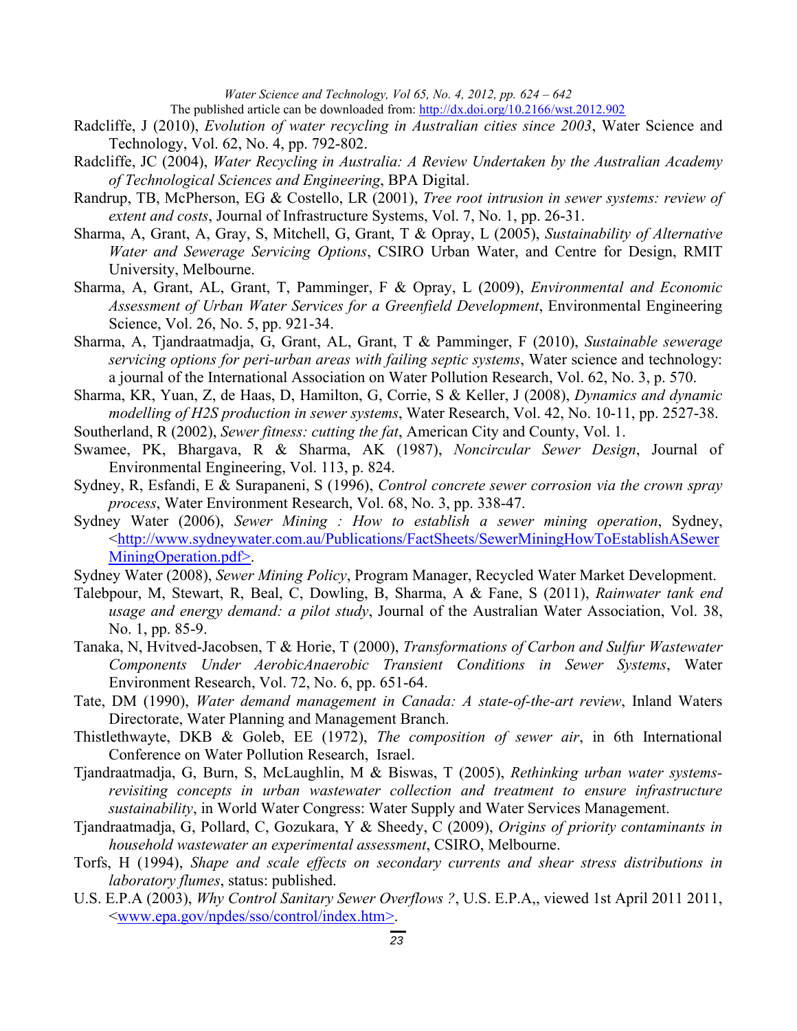Radcliffe, J (2010), *Evolution of water recycling in Australian cities since 2003*, Water Science and Technology, Vol. 62, No. 4, pp. 792-802.

Radcliffe, JC (2004), *Water Recycling in Australia: A Review Undertaken by the Australian Academy of Technological Sciences and Engineering*, BPA Digital.

Randrup, TB, McPherson, EG & Costello, LR (2001), *Tree root intrusion in sewer systems: review of extent and costs*, Journal of Infrastructure Systems, Vol. 7, No. 1, pp. 26-31.

Sharma, A, Grant, A, Gray, S, Mitchell, G, Grant, T & Opray, L (2005), *Sustainability of Alternative Water and Sewerage Servicing Options*, CSIRO Urban Water, and Centre for Design, RMIT University, Melbourne.

Sharma, A, Grant, AL, Grant, T, Pamminger, F & Opray, L (2009), *Environmental and Economic Assessment of Urban Water Services for a Greenfield Development*, Environmental Engineering Science, Vol. 26, No. 5, pp. 921-34.

Sharma, A, Tjandraatmadja, G, Grant, AL, Grant, T & Pamminger, F (2010), *Sustainable sewerage servicing options for peri-urban areas with failing septic systems*, Water science and technology: a journal of the International Association on Water Pollution Research, Vol. 62, No. 3, p. 570.

Sharma, KR, Yuan, Z, de Haas, D, Hamilton, G, Corrie, S & Keller, J (2008), *Dynamics and dynamic modelling of H2S production in sewer systems*, Water Research, Vol. 42, No. 10-11, pp. 2527-38.

Southerland, R (2002), *Sewer fitness: cutting the fat*, American City and County, Vol. 1.

Swamee, PK, Bhargava, R & Sharma, AK (1987), *Noncircular Sewer Design*, Journal of Environmental Engineering, Vol. 113, p. 824.

Sydney, R, Esfandi, E & Surapaneni, S (1996), *Control concrete sewer corrosion via the crown spray process*, Water Environment Research, Vol. 68, No. 3, pp. 338-47.

Sydney Water (2006), *Sewer Mining : How to establish a sewer mining operation*, Sydney, <http://www.sydneywater.com.au/Publications/FactSheets/SewerMiningHowToEstablishASewerMiningOperation.pdf>.

Sydney Water (2008), *Sewer Mining Policy*, Program Manager, Recycled Water Market Development.

Talebpour, M, Stewart, R, Beal, C, Dowling, B, Sharma, A & Fane, S (2011), *Rainwater tank end usage and energy demand: a pilot study*, Journal of the Australian Water Association, Vol. 38, No. 1, pp. 85-9.

Tanaka, N, Hvitved-Jacobsen, T & Horie, T (2000), *Transformations of Carbon and Sulfur Wastewater Components Under AerobicAnaerobic Transient Conditions in Sewer Systems*, Water Environment Research, Vol. 72, No. 6, pp. 651-64.

Tate, DM (1990), *Water demand management in Canada: A state-of-the-art review*, Inland Waters Directorate, Water Planning and Management Branch.

Thistlethwayte, DKB & Goleb, EE (1972), *The composition of sewer air*, in 6th International Conference on Water Pollution Research, Israel.

Tjandraatmadja, G, Burn, S, McLaughlin, M & Biswas, T (2005), *Rethinking urban water systems-revisiting concepts in urban wastewater collection and treatment to ensure infrastructure sustainability*, in World Water Congress: Water Supply and Water Services Management.

Tjandraatmadja, G, Pollard, C, Gozukara, Y & Sheedy, C (2009), *Origins of priority contaminants in household wastewater an experimental assessment*, CSIRO, Melbourne.

Torfs, H (1994), *Shape and scale effects on secondary currents and shear stress distributions in laboratory flumes*, status: published.

U.S. E.P.A (2003), *Why Control Sanitary Sewer Overflows ?*, U.S. E.P.A,, viewed 1st April 2011 2011, <www.epa.gov/npdes/sso/control/index.htm>.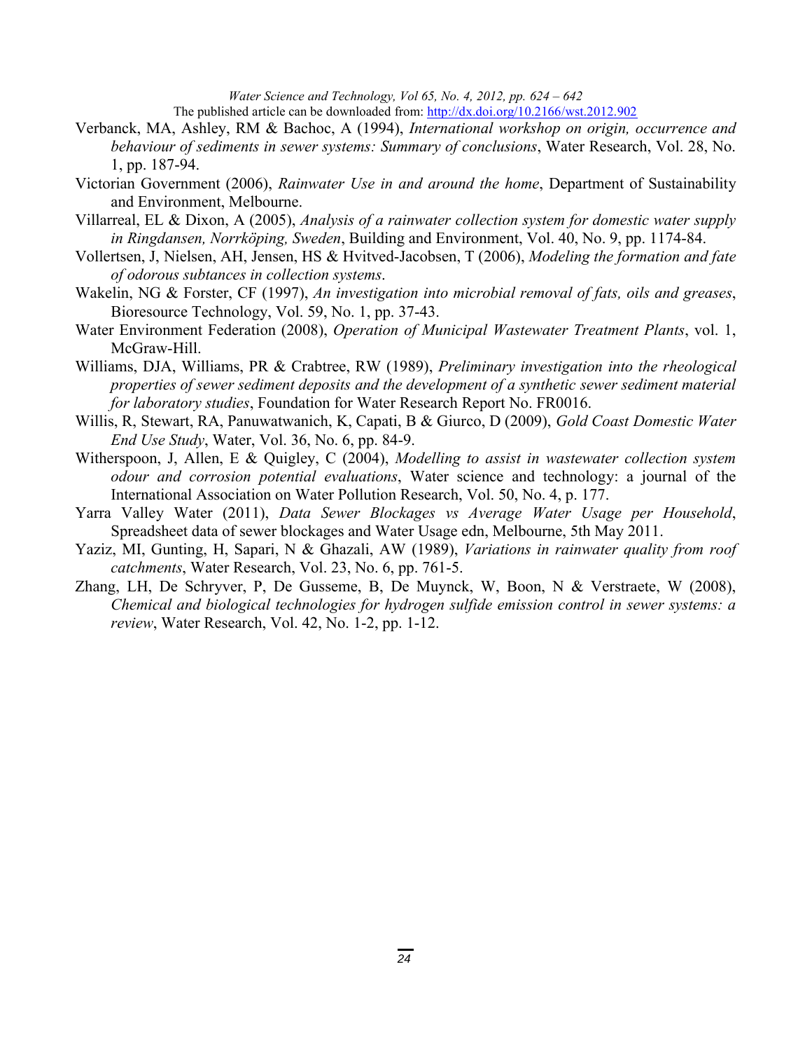Verbanck, MA, Ashley, RM & Bachoc, A (1994), *International workshop on origin, occurrence and behaviour of sediments in sewer systems: Summary of conclusions*, Water Research, Vol. 28, No. 1, pp. 187-94.

Victorian Government (2006), *Rainwater Use in and around the home*, Department of Sustainability and Environment, Melbourne.

Villarreal, EL & Dixon, A (2005), *Analysis of a rainwater collection system for domestic water supply in Ringdansen, Norrköping, Sweden*, Building and Environment, Vol. 40, No. 9, pp. 1174-84.

Vollertsen, J, Nielsen, AH, Jensen, HS & Hvitved-Jacobsen, T (2006), *Modeling the formation and fate of odorous subtances in collection systems*.

Wakelin, NG & Forster, CF (1997), *An investigation into microbial removal of fats, oils and greases*, Bioresource Technology, Vol. 59, No. 1, pp. 37-43.

Water Environment Federation (2008), *Operation of Municipal Wastewater Treatment Plants*, vol. 1, McGraw-Hill.

Williams, DJA, Williams, PR & Crabtree, RW (1989), *Preliminary investigation into the rheological properties of sewer sediment deposits and the development of a synthetic sewer sediment material for laboratory studies*, Foundation for Water Research Report No. FR0016.

Willis, R, Stewart, RA, Panuwatwanich, K, Capati, B & Giurco, D (2009), *Gold Coast Domestic Water End Use Study*, Water, Vol. 36, No. 6, pp. 84-9.

Witherspoon, J, Allen, E & Quigley, C (2004), *Modelling to assist in wastewater collection system odour and corrosion potential evaluations*, Water science and technology: a journal of the International Association on Water Pollution Research, Vol. 50, No. 4, p. 177.

Yarra Valley Water (2011), *Data Sewer Blockages vs Average Water Usage per Household*, Spreadsheet data of sewer blockages and Water Usage edn, Melbourne, 5th May 2011.

Yaziz, MI, Gunting, H, Sapari, N & Ghazali, AW (1989), *Variations in rainwater quality from roof catchments*, Water Research, Vol. 23, No. 6, pp. 761-5.

Zhang, LH, De Schryver, P, De Gusseme, B, De Muynck, W, Boon, N & Verstraete, W (2008), *Chemical and biological technologies for hydrogen sulfide emission control in sewer systems: a review*, Water Research, Vol. 42, No. 1-2, pp. 1-12.